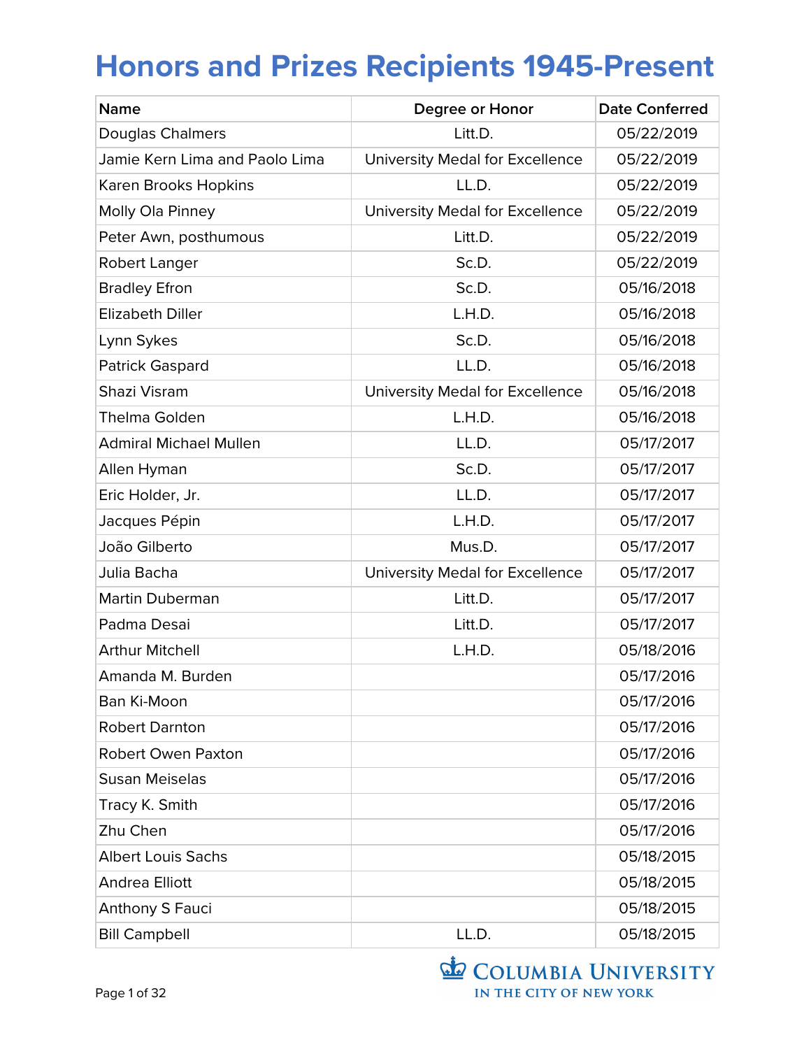# Honors and Prizes Recipients 1945-Present

| Name | Degree or Honor | Date Conferred |
|---|---|---|
| Douglas Chalmers | Litt.D. | 05/22/2019 |
| Jamie Kern Lima and Paolo Lima | University Medal for Excellence | 05/22/2019 |
| Karen Brooks Hopkins | LL.D. | 05/22/2019 |
| Molly Ola Pinney | University Medal for Excellence | 05/22/2019 |
| Peter Awn, posthumous | Litt.D. | 05/22/2019 |
| Robert Langer | Sc.D. | 05/22/2019 |
| Bradley Efron | Sc.D. | 05/16/2018 |
| Elizabeth Diller | L.H.D. | 05/16/2018 |
| Lynn Sykes | Sc.D. | 05/16/2018 |
| Patrick Gaspard | LL.D. | 05/16/2018 |
| Shazi Visram | University Medal for Excellence | 05/16/2018 |
| Thelma Golden | L.H.D. | 05/16/2018 |
| Admiral Michael Mullen | LL.D. | 05/17/2017 |
| Allen Hyman | Sc.D. | 05/17/2017 |
| Eric Holder, Jr. | LL.D. | 05/17/2017 |
| Jacques Pépin | L.H.D. | 05/17/2017 |
| João Gilberto | Mus.D. | 05/17/2017 |
| Julia Bacha | University Medal for Excellence | 05/17/2017 |
| Martin Duberman | Litt.D. | 05/17/2017 |
| Padma Desai | Litt.D. | 05/17/2017 |
| Arthur Mitchell | L.H.D. | 05/18/2016 |
| Amanda M. Burden | | 05/17/2016 |
| Ban Ki-Moon | | 05/17/2016 |
| Robert Darnton | | 05/17/2016 |
| Robert Owen Paxton | | 05/17/2016 |
| Susan Meiselas | | 05/17/2016 |
| Tracy K. Smith | | 05/17/2016 |
| Zhu Chen | | 05/17/2016 |
| Albert Louis Sachs | | 05/18/2015 |
| Andrea Elliott | | 05/18/2015 |
| Anthony S Fauci | | 05/18/2015 |
| Bill Campbell | LL.D. | 05/18/2015 |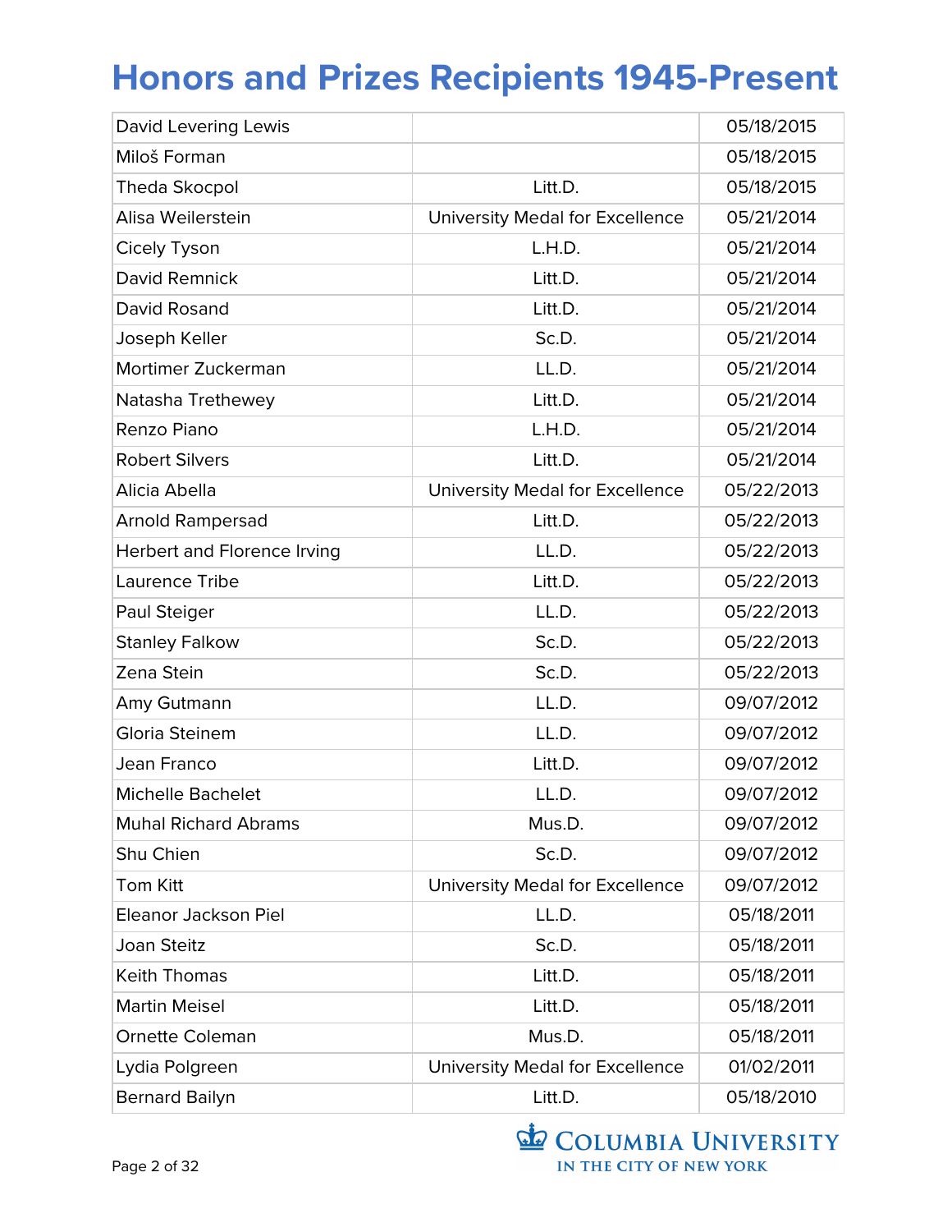# Honors and Prizes Recipients 1945-Present

| | | |
|---|---|---|
| David Levering Lewis | | 05/18/2015 |
| Miloš Forman | | 05/18/2015 |
| Theda Skocpol | Litt.D. | 05/18/2015 |
| Alisa Weilerstein | University Medal for Excellence | 05/21/2014 |
| Cicely Tyson | L.H.D. | 05/21/2014 |
| David Remnick | Litt.D. | 05/21/2014 |
| David Rosand | Litt.D. | 05/21/2014 |
| Joseph Keller | Sc.D. | 05/21/2014 |
| Mortimer Zuckerman | LL.D. | 05/21/2014 |
| Natasha Trethewey | Litt.D. | 05/21/2014 |
| Renzo Piano | L.H.D. | 05/21/2014 |
| Robert Silvers | Litt.D. | 05/21/2014 |
| Alicia Abella | University Medal for Excellence | 05/22/2013 |
| Arnold Rampersad | Litt.D. | 05/22/2013 |
| Herbert and Florence Irving | LL.D. | 05/22/2013 |
| Laurence Tribe | Litt.D. | 05/22/2013 |
| Paul Steiger | LL.D. | 05/22/2013 |
| Stanley Falkow | Sc.D. | 05/22/2013 |
| Zena Stein | Sc.D. | 05/22/2013 |
| Amy Gutmann | LL.D. | 09/07/2012 |
| Gloria Steinem | LL.D. | 09/07/2012 |
| Jean Franco | Litt.D. | 09/07/2012 |
| Michelle Bachelet | LL.D. | 09/07/2012 |
| Muhal Richard Abrams | Mus.D. | 09/07/2012 |
| Shu Chien | Sc.D. | 09/07/2012 |
| Tom Kitt | University Medal for Excellence | 09/07/2012 |
| Eleanor Jackson Piel | LL.D. | 05/18/2011 |
| Joan Steitz | Sc.D. | 05/18/2011 |
| Keith Thomas | Litt.D. | 05/18/2011 |
| Martin Meisel | Litt.D. | 05/18/2011 |
| Ornette Coleman | Mus.D. | 05/18/2011 |
| Lydia Polgreen | University Medal for Excellence | 01/02/2011 |
| Bernard Bailyn | Litt.D. | 05/18/2010 |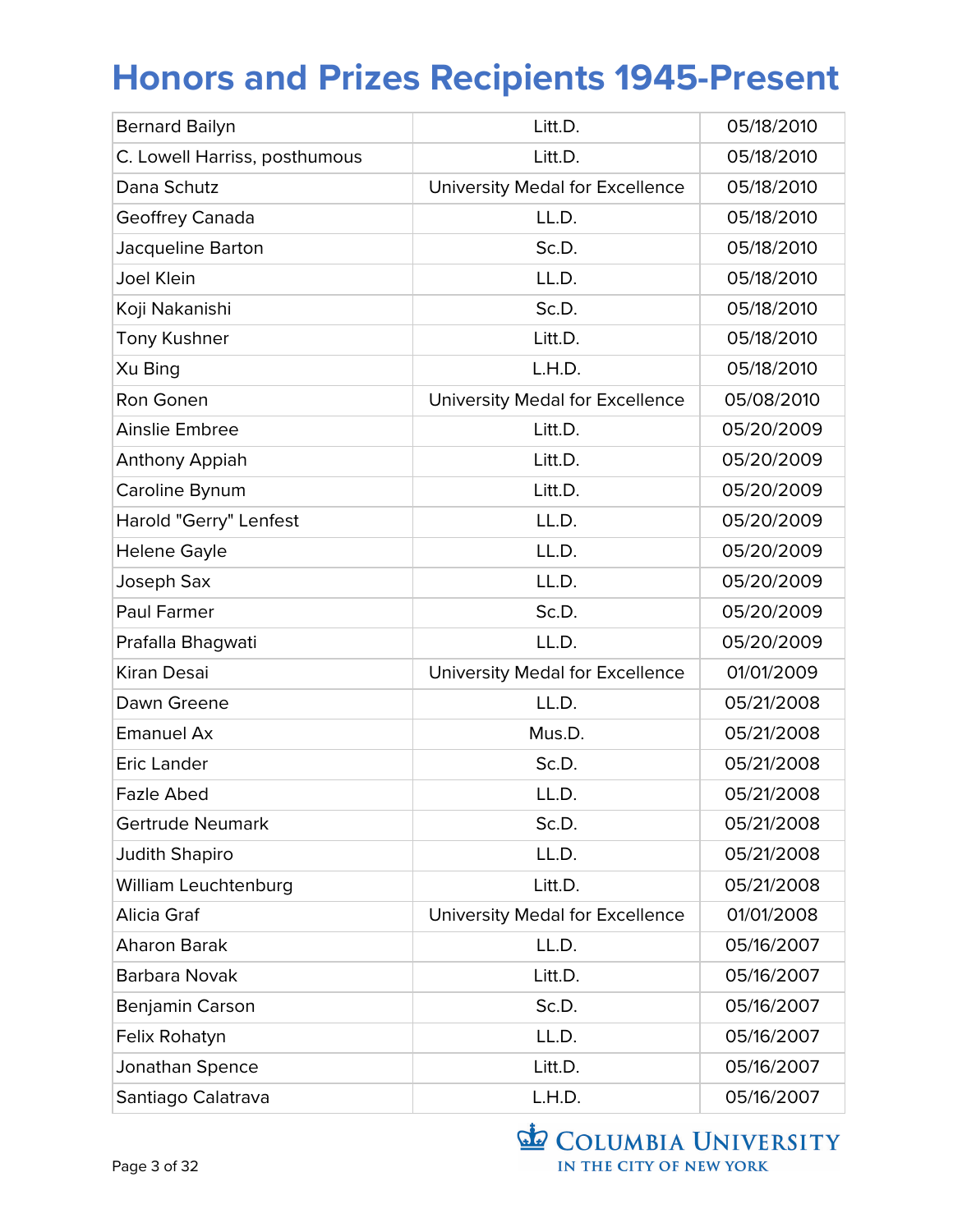# Honors and Prizes Recipients 1945-Present

| | | |
|---|---|---|
| Bernard Bailyn | Litt.D. | 05/18/2010 |
| C. Lowell Harriss, posthumous | Litt.D. | 05/18/2010 |
| Dana Schutz | University Medal for Excellence | 05/18/2010 |
| Geoffrey Canada | LL.D. | 05/18/2010 |
| Jacqueline Barton | Sc.D. | 05/18/2010 |
| Joel Klein | LL.D. | 05/18/2010 |
| Koji Nakanishi | Sc.D. | 05/18/2010 |
| Tony Kushner | Litt.D. | 05/18/2010 |
| Xu Bing | L.H.D. | 05/18/2010 |
| Ron Gonen | University Medal for Excellence | 05/08/2010 |
| Ainslie Embree | Litt.D. | 05/20/2009 |
| Anthony Appiah | Litt.D. | 05/20/2009 |
| Caroline Bynum | Litt.D. | 05/20/2009 |
| Harold "Gerry" Lenfest | LL.D. | 05/20/2009 |
| Helene Gayle | LL.D. | 05/20/2009 |
| Joseph Sax | LL.D. | 05/20/2009 |
| Paul Farmer | Sc.D. | 05/20/2009 |
| Prafalla Bhagwati | LL.D. | 05/20/2009 |
| Kiran Desai | University Medal for Excellence | 01/01/2009 |
| Dawn Greene | LL.D. | 05/21/2008 |
| Emanuel Ax | Mus.D. | 05/21/2008 |
| Eric Lander | Sc.D. | 05/21/2008 |
| Fazle Abed | LL.D. | 05/21/2008 |
| Gertrude Neumark | Sc.D. | 05/21/2008 |
| Judith Shapiro | LL.D. | 05/21/2008 |
| William Leuchtenburg | Litt.D. | 05/21/2008 |
| Alicia Graf | University Medal for Excellence | 01/01/2008 |
| Aharon Barak | LL.D. | 05/16/2007 |
| Barbara Novak | Litt.D. | 05/16/2007 |
| Benjamin Carson | Sc.D. | 05/16/2007 |
| Felix Rohatyn | LL.D. | 05/16/2007 |
| Jonathan Spence | Litt.D. | 05/16/2007 |
| Santiago Calatrava | L.H.D. | 05/16/2007 |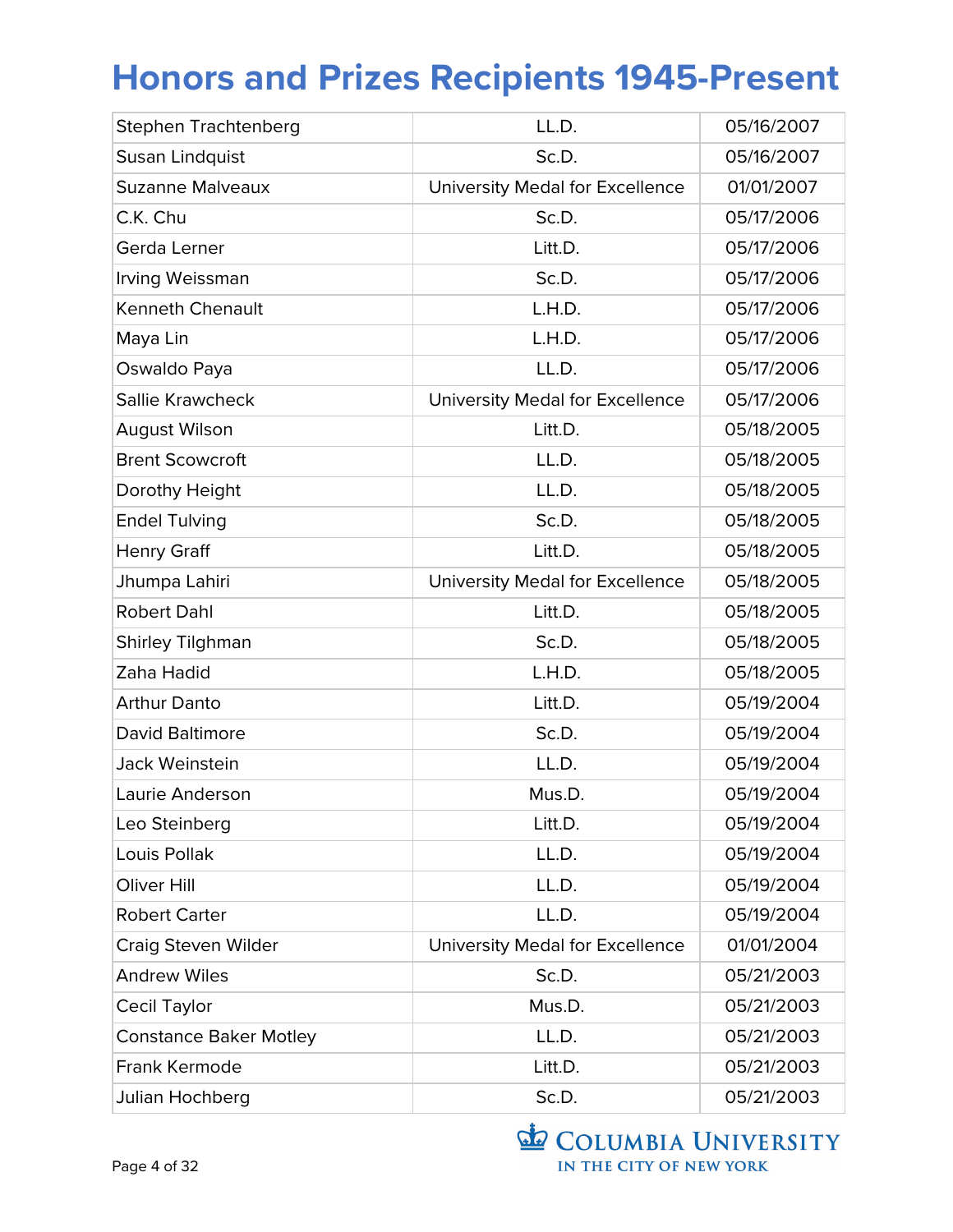# Honors and Prizes Recipients 1945-Present

| | | |
|---|---|---|
| Stephen Trachtenberg | LL.D. | 05/16/2007 |
| Susan Lindquist | Sc.D. | 05/16/2007 |
| Suzanne Malveaux | University Medal for Excellence | 01/01/2007 |
| C.K. Chu | Sc.D. | 05/17/2006 |
| Gerda Lerner | Litt.D. | 05/17/2006 |
| Irving Weissman | Sc.D. | 05/17/2006 |
| Kenneth Chenault | L.H.D. | 05/17/2006 |
| Maya Lin | L.H.D. | 05/17/2006 |
| Oswaldo Paya | LL.D. | 05/17/2006 |
| Sallie Krawcheck | University Medal for Excellence | 05/17/2006 |
| August Wilson | Litt.D. | 05/18/2005 |
| Brent Scowcroft | LL.D. | 05/18/2005 |
| Dorothy Height | LL.D. | 05/18/2005 |
| Endel Tulving | Sc.D. | 05/18/2005 |
| Henry Graff | Litt.D. | 05/18/2005 |
| Jhumpa Lahiri | University Medal for Excellence | 05/18/2005 |
| Robert Dahl | Litt.D. | 05/18/2005 |
| Shirley Tilghman | Sc.D. | 05/18/2005 |
| Zaha Hadid | L.H.D. | 05/18/2005 |
| Arthur Danto | Litt.D. | 05/19/2004 |
| David Baltimore | Sc.D. | 05/19/2004 |
| Jack Weinstein | LL.D. | 05/19/2004 |
| Laurie Anderson | Mus.D. | 05/19/2004 |
| Leo Steinberg | Litt.D. | 05/19/2004 |
| Louis Pollak | LL.D. | 05/19/2004 |
| Oliver Hill | LL.D. | 05/19/2004 |
| Robert Carter | LL.D. | 05/19/2004 |
| Craig Steven Wilder | University Medal for Excellence | 01/01/2004 |
| Andrew Wiles | Sc.D. | 05/21/2003 |
| Cecil Taylor | Mus.D. | 05/21/2003 |
| Constance Baker Motley | LL.D. | 05/21/2003 |
| Frank Kermode | Litt.D. | 05/21/2003 |
| Julian Hochberg | Sc.D. | 05/21/2003 |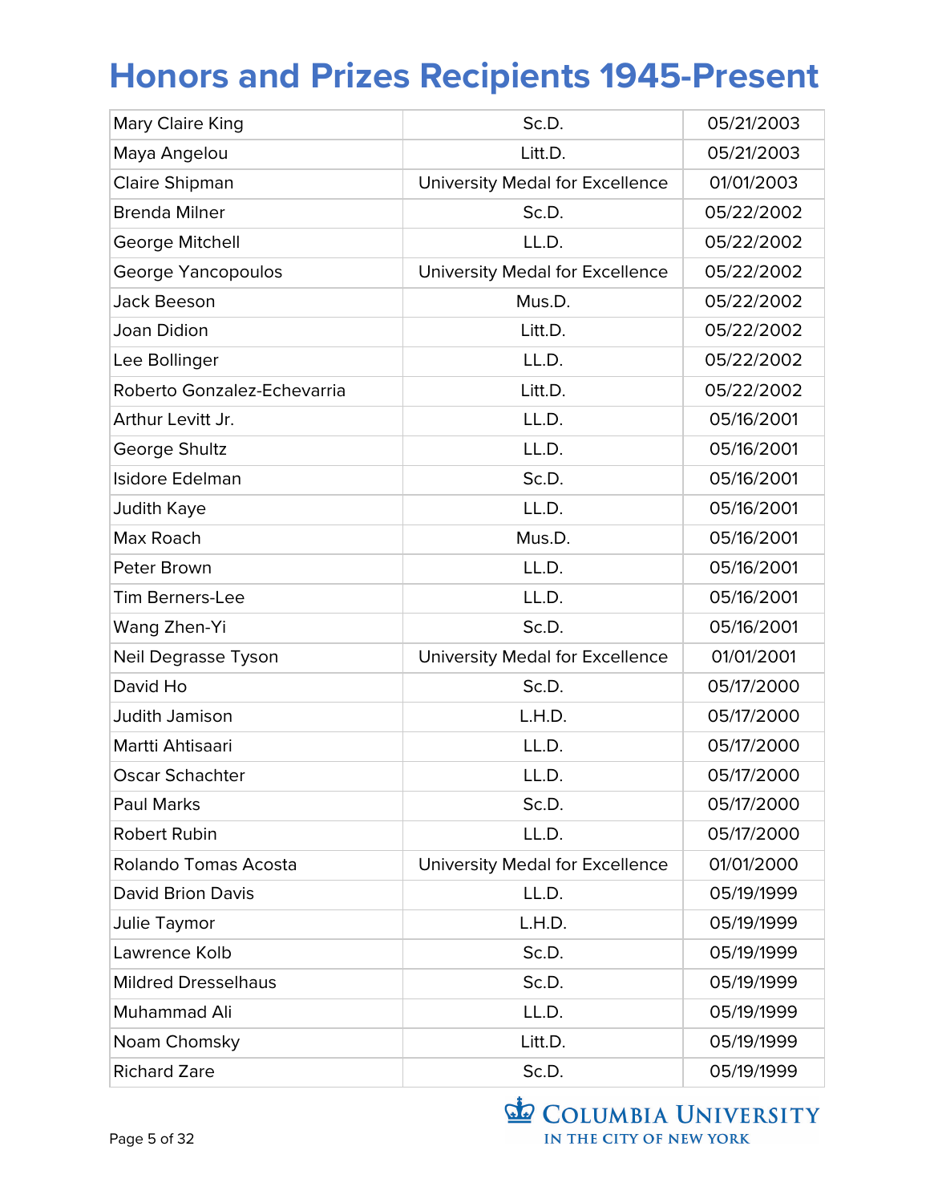# Honors and Prizes Recipients 1945-Present

| | | |
|---|---|---|
| Mary Claire King | Sc.D. | 05/21/2003 |
| Maya Angelou | Litt.D. | 05/21/2003 |
| Claire Shipman | University Medal for Excellence | 01/01/2003 |
| Brenda Milner | Sc.D. | 05/22/2002 |
| George Mitchell | LL.D. | 05/22/2002 |
| George Yancopoulos | University Medal for Excellence | 05/22/2002 |
| Jack Beeson | Mus.D. | 05/22/2002 |
| Joan Didion | Litt.D. | 05/22/2002 |
| Lee Bollinger | LL.D. | 05/22/2002 |
| Roberto Gonzalez-Echevarria | Litt.D. | 05/22/2002 |
| Arthur Levitt Jr. | LL.D. | 05/16/2001 |
| George Shultz | LL.D. | 05/16/2001 |
| Isidore Edelman | Sc.D. | 05/16/2001 |
| Judith Kaye | LL.D. | 05/16/2001 |
| Max Roach | Mus.D. | 05/16/2001 |
| Peter Brown | LL.D. | 05/16/2001 |
| Tim Berners-Lee | LL.D. | 05/16/2001 |
| Wang Zhen-Yi | Sc.D. | 05/16/2001 |
| Neil Degrasse Tyson | University Medal for Excellence | 01/01/2001 |
| David Ho | Sc.D. | 05/17/2000 |
| Judith Jamison | L.H.D. | 05/17/2000 |
| Martti Ahtisaari | LL.D. | 05/17/2000 |
| Oscar Schachter | LL.D. | 05/17/2000 |
| Paul Marks | Sc.D. | 05/17/2000 |
| Robert Rubin | LL.D. | 05/17/2000 |
| Rolando Tomas Acosta | University Medal for Excellence | 01/01/2000 |
| David Brion Davis | LL.D. | 05/19/1999 |
| Julie Taymor | L.H.D. | 05/19/1999 |
| Lawrence Kolb | Sc.D. | 05/19/1999 |
| Mildred Dresselhaus | Sc.D. | 05/19/1999 |
| Muhammad Ali | LL.D. | 05/19/1999 |
| Noam Chomsky | Litt.D. | 05/19/1999 |
| Richard Zare | Sc.D. | 05/19/1999 |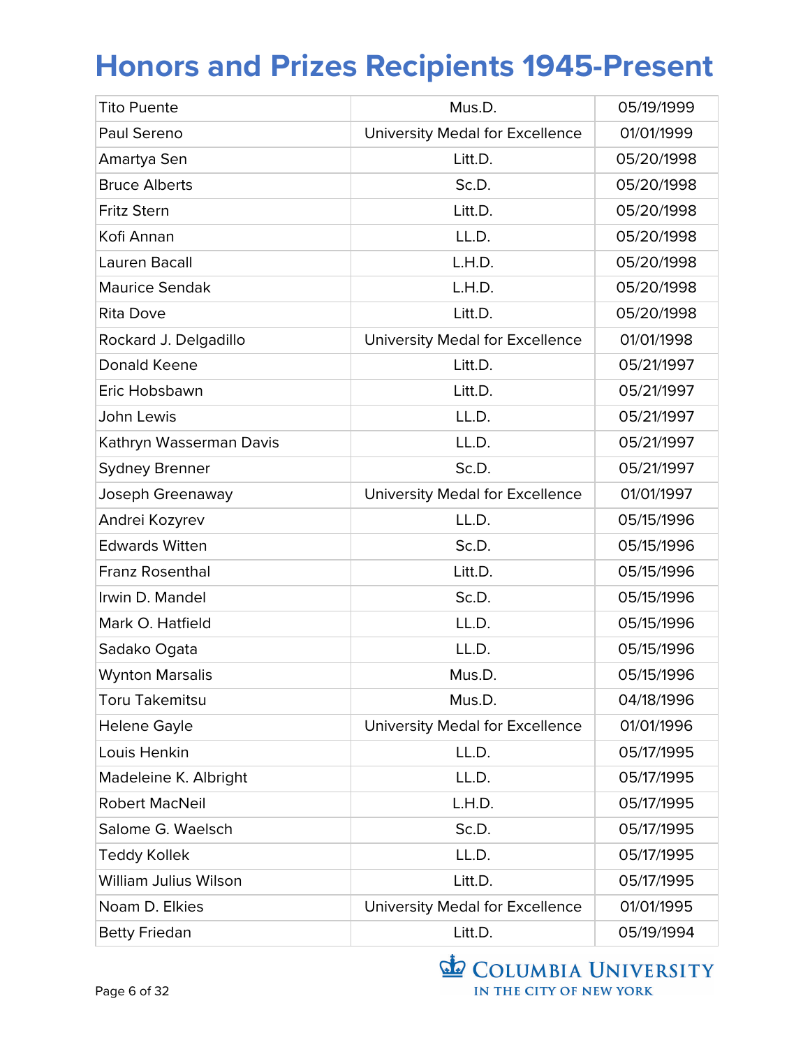# Honors and Prizes Recipients 1945-Present

| | | |
|---|---|---|
| Tito Puente | Mus.D. | 05/19/1999 |
| Paul Sereno | University Medal for Excellence | 01/01/1999 |
| Amartya Sen | Litt.D. | 05/20/1998 |
| Bruce Alberts | Sc.D. | 05/20/1998 |
| Fritz Stern | Litt.D. | 05/20/1998 |
| Kofi Annan | LL.D. | 05/20/1998 |
| Lauren Bacall | L.H.D. | 05/20/1998 |
| Maurice Sendak | L.H.D. | 05/20/1998 |
| Rita Dove | Litt.D. | 05/20/1998 |
| Rockard J. Delgadillo | University Medal for Excellence | 01/01/1998 |
| Donald Keene | Litt.D. | 05/21/1997 |
| Eric Hobsbawn | Litt.D. | 05/21/1997 |
| John Lewis | LL.D. | 05/21/1997 |
| Kathryn Wasserman Davis | LL.D. | 05/21/1997 |
| Sydney Brenner | Sc.D. | 05/21/1997 |
| Joseph Greenaway | University Medal for Excellence | 01/01/1997 |
| Andrei Kozyrev | LL.D. | 05/15/1996 |
| Edwards Witten | Sc.D. | 05/15/1996 |
| Franz Rosenthal | Litt.D. | 05/15/1996 |
| Irwin D. Mandel | Sc.D. | 05/15/1996 |
| Mark O. Hatfield | LL.D. | 05/15/1996 |
| Sadako Ogata | LL.D. | 05/15/1996 |
| Wynton Marsalis | Mus.D. | 05/15/1996 |
| Toru Takemitsu | Mus.D. | 04/18/1996 |
| Helene Gayle | University Medal for Excellence | 01/01/1996 |
| Louis Henkin | LL.D. | 05/17/1995 |
| Madeleine K. Albright | LL.D. | 05/17/1995 |
| Robert MacNeil | L.H.D. | 05/17/1995 |
| Salome G. Waelsch | Sc.D. | 05/17/1995 |
| Teddy Kollek | LL.D. | 05/17/1995 |
| William Julius Wilson | Litt.D. | 05/17/1995 |
| Noam D. Elkies | University Medal for Excellence | 01/01/1995 |
| Betty Friedan | Litt.D. | 05/19/1994 |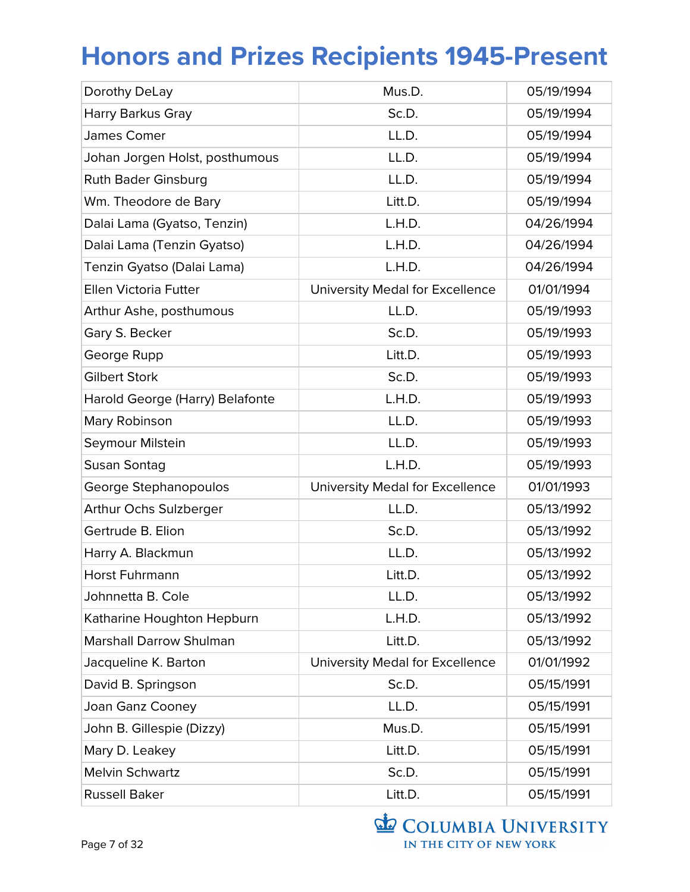# Honors and Prizes Recipients 1945-Present

| | | |
|---|---|---|
| Dorothy DeLay | Mus.D. | 05/19/1994 |
| Harry Barkus Gray | Sc.D. | 05/19/1994 |
| James Comer | LL.D. | 05/19/1994 |
| Johan Jorgen Holst, posthumous | LL.D. | 05/19/1994 |
| Ruth Bader Ginsburg | LL.D. | 05/19/1994 |
| Wm. Theodore de Bary | Litt.D. | 05/19/1994 |
| Dalai Lama (Gyatso, Tenzin) | L.H.D. | 04/26/1994 |
| Dalai Lama (Tenzin Gyatso) | L.H.D. | 04/26/1994 |
| Tenzin Gyatso (Dalai Lama) | L.H.D. | 04/26/1994 |
| Ellen Victoria Futter | University Medal for Excellence | 01/01/1994 |
| Arthur Ashe, posthumous | LL.D. | 05/19/1993 |
| Gary S. Becker | Sc.D. | 05/19/1993 |
| George Rupp | Litt.D. | 05/19/1993 |
| Gilbert Stork | Sc.D. | 05/19/1993 |
| Harold George (Harry) Belafonte | L.H.D. | 05/19/1993 |
| Mary Robinson | LL.D. | 05/19/1993 |
| Seymour Milstein | LL.D. | 05/19/1993 |
| Susan Sontag | L.H.D. | 05/19/1993 |
| George Stephanopoulos | University Medal for Excellence | 01/01/1993 |
| Arthur Ochs Sulzberger | LL.D. | 05/13/1992 |
| Gertrude B. Elion | Sc.D. | 05/13/1992 |
| Harry A. Blackmun | LL.D. | 05/13/1992 |
| Horst Fuhrmann | Litt.D. | 05/13/1992 |
| Johnnetta B. Cole | LL.D. | 05/13/1992 |
| Katharine Houghton Hepburn | L.H.D. | 05/13/1992 |
| Marshall Darrow Shulman | Litt.D. | 05/13/1992 |
| Jacqueline K. Barton | University Medal for Excellence | 01/01/1992 |
| David B. Springson | Sc.D. | 05/15/1991 |
| Joan Ganz Cooney | LL.D. | 05/15/1991 |
| John B. Gillespie (Dizzy) | Mus.D. | 05/15/1991 |
| Mary D. Leakey | Litt.D. | 05/15/1991 |
| Melvin Schwartz | Sc.D. | 05/15/1991 |
| Russell Baker | Litt.D. | 05/15/1991 |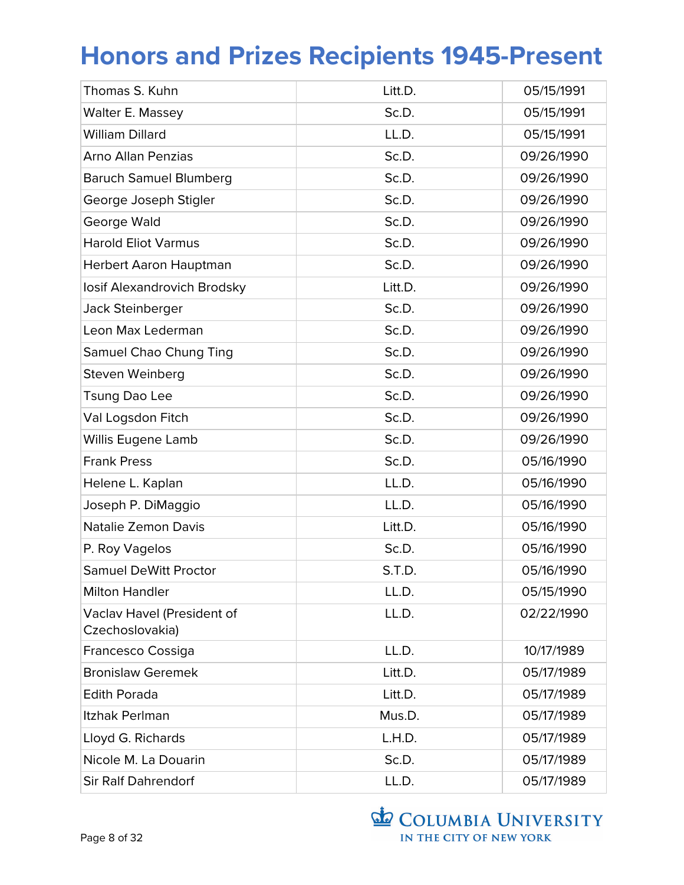# Honors and Prizes Recipients 1945-Present

| | | |
|---|---|---|
| Thomas S. Kuhn | Litt.D. | 05/15/1991 |
| Walter E. Massey | Sc.D. | 05/15/1991 |
| William Dillard | LL.D. | 05/15/1991 |
| Arno Allan Penzias | Sc.D. | 09/26/1990 |
| Baruch Samuel Blumberg | Sc.D. | 09/26/1990 |
| George Joseph Stigler | Sc.D. | 09/26/1990 |
| George Wald | Sc.D. | 09/26/1990 |
| Harold Eliot Varmus | Sc.D. | 09/26/1990 |
| Herbert Aaron Hauptman | Sc.D. | 09/26/1990 |
| Iosif Alexandrovich Brodsky | Litt.D. | 09/26/1990 |
| Jack Steinberger | Sc.D. | 09/26/1990 |
| Leon Max Lederman | Sc.D. | 09/26/1990 |
| Samuel Chao Chung Ting | Sc.D. | 09/26/1990 |
| Steven Weinberg | Sc.D. | 09/26/1990 |
| Tsung Dao Lee | Sc.D. | 09/26/1990 |
| Val Logsdon Fitch | Sc.D. | 09/26/1990 |
| Willis Eugene Lamb | Sc.D. | 09/26/1990 |
| Frank Press | Sc.D. | 05/16/1990 |
| Helene L. Kaplan | LL.D. | 05/16/1990 |
| Joseph P. DiMaggio | LL.D. | 05/16/1990 |
| Natalie Zemon Davis | Litt.D. | 05/16/1990 |
| P. Roy Vagelos | Sc.D. | 05/16/1990 |
| Samuel DeWitt Proctor | S.T.D. | 05/16/1990 |
| Milton Handler | LL.D. | 05/15/1990 |
| Vaclav Havel (President of Czechoslovakia) | LL.D. | 02/22/1990 |
| Francesco Cossiga | LL.D. | 10/17/1989 |
| Bronislaw Geremek | Litt.D. | 05/17/1989 |
| Edith Porada | Litt.D. | 05/17/1989 |
| Itzhak Perlman | Mus.D. | 05/17/1989 |
| Lloyd G. Richards | L.H.D. | 05/17/1989 |
| Nicole M. La Douarin | Sc.D. | 05/17/1989 |
| Sir Ralf Dahrendorf | LL.D. | 05/17/1989 |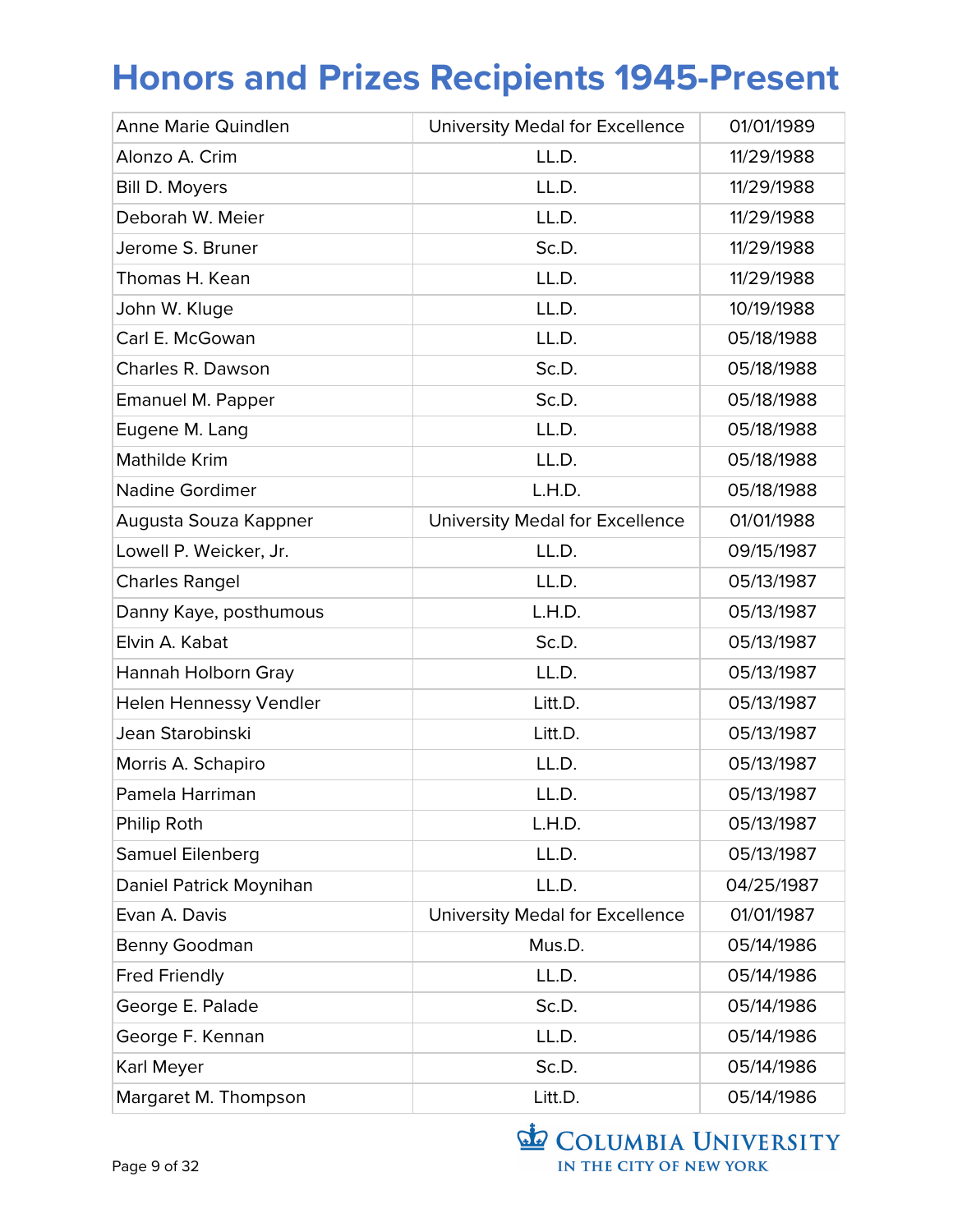# Honors and Prizes Recipients 1945-Present

| | | |
|---|---|---|
| Anne Marie Quindlen | University Medal for Excellence | 01/01/1989 |
| Alonzo A. Crim | LL.D. | 11/29/1988 |
| Bill D. Moyers | LL.D. | 11/29/1988 |
| Deborah W. Meier | LL.D. | 11/29/1988 |
| Jerome S. Bruner | Sc.D. | 11/29/1988 |
| Thomas H. Kean | LL.D. | 11/29/1988 |
| John W. Kluge | LL.D. | 10/19/1988 |
| Carl E. McGowan | LL.D. | 05/18/1988 |
| Charles R. Dawson | Sc.D. | 05/18/1988 |
| Emanuel M. Papper | Sc.D. | 05/18/1988 |
| Eugene M. Lang | LL.D. | 05/18/1988 |
| Mathilde Krim | LL.D. | 05/18/1988 |
| Nadine Gordimer | L.H.D. | 05/18/1988 |
| Augusta Souza Kappner | University Medal for Excellence | 01/01/1988 |
| Lowell P. Weicker, Jr. | LL.D. | 09/15/1987 |
| Charles Rangel | LL.D. | 05/13/1987 |
| Danny Kaye, posthumous | L.H.D. | 05/13/1987 |
| Elvin A. Kabat | Sc.D. | 05/13/1987 |
| Hannah Holborn Gray | LL.D. | 05/13/1987 |
| Helen Hennessy Vendler | Litt.D. | 05/13/1987 |
| Jean Starobinski | Litt.D. | 05/13/1987 |
| Morris A. Schapiro | LL.D. | 05/13/1987 |
| Pamela Harriman | LL.D. | 05/13/1987 |
| Philip Roth | L.H.D. | 05/13/1987 |
| Samuel Eilenberg | LL.D. | 05/13/1987 |
| Daniel Patrick Moynihan | LL.D. | 04/25/1987 |
| Evan A. Davis | University Medal for Excellence | 01/01/1987 |
| Benny Goodman | Mus.D. | 05/14/1986 |
| Fred Friendly | LL.D. | 05/14/1986 |
| George E. Palade | Sc.D. | 05/14/1986 |
| George F. Kennan | LL.D. | 05/14/1986 |
| Karl Meyer | Sc.D. | 05/14/1986 |
| Margaret M. Thompson | Litt.D. | 05/14/1986 |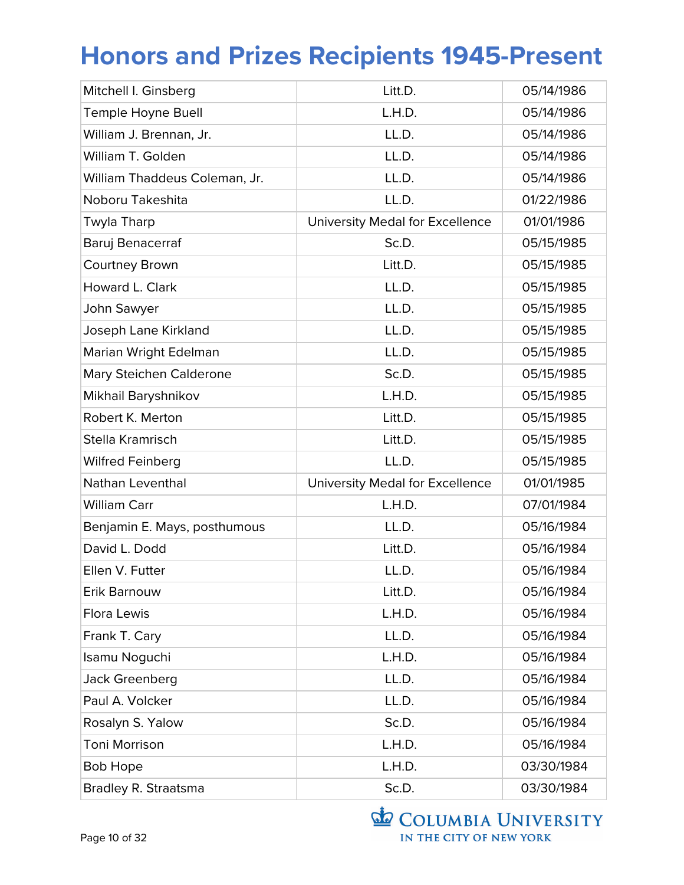# Honors and Prizes Recipients 1945-Present

| | | |
|---|---|---|
| Mitchell I. Ginsberg | Litt.D. | 05/14/1986 |
| Temple Hoyne Buell | L.H.D. | 05/14/1986 |
| William J. Brennan, Jr. | LL.D. | 05/14/1986 |
| William T. Golden | LL.D. | 05/14/1986 |
| William Thaddeus Coleman, Jr. | LL.D. | 05/14/1986 |
| Noboru Takeshita | LL.D. | 01/22/1986 |
| Twyla Tharp | University Medal for Excellence | 01/01/1986 |
| Baruj Benacerraf | Sc.D. | 05/15/1985 |
| Courtney Brown | Litt.D. | 05/15/1985 |
| Howard L. Clark | LL.D. | 05/15/1985 |
| John Sawyer | LL.D. | 05/15/1985 |
| Joseph Lane Kirkland | LL.D. | 05/15/1985 |
| Marian Wright Edelman | LL.D. | 05/15/1985 |
| Mary Steichen Calderone | Sc.D. | 05/15/1985 |
| Mikhail Baryshnikov | L.H.D. | 05/15/1985 |
| Robert K. Merton | Litt.D. | 05/15/1985 |
| Stella Kramrisch | Litt.D. | 05/15/1985 |
| Wilfred Feinberg | LL.D. | 05/15/1985 |
| Nathan Leventhal | University Medal for Excellence | 01/01/1985 |
| William Carr | L.H.D. | 07/01/1984 |
| Benjamin E. Mays, posthumous | LL.D. | 05/16/1984 |
| David L. Dodd | Litt.D. | 05/16/1984 |
| Ellen V. Futter | LL.D. | 05/16/1984 |
| Erik Barnouw | Litt.D. | 05/16/1984 |
| Flora Lewis | L.H.D. | 05/16/1984 |
| Frank T. Cary | LL.D. | 05/16/1984 |
| Isamu Noguchi | L.H.D. | 05/16/1984 |
| Jack Greenberg | LL.D. | 05/16/1984 |
| Paul A. Volcker | LL.D. | 05/16/1984 |
| Rosalyn S. Yalow | Sc.D. | 05/16/1984 |
| Toni Morrison | L.H.D. | 05/16/1984 |
| Bob Hope | L.H.D. | 03/30/1984 |
| Bradley R. Straatsma | Sc.D. | 03/30/1984 |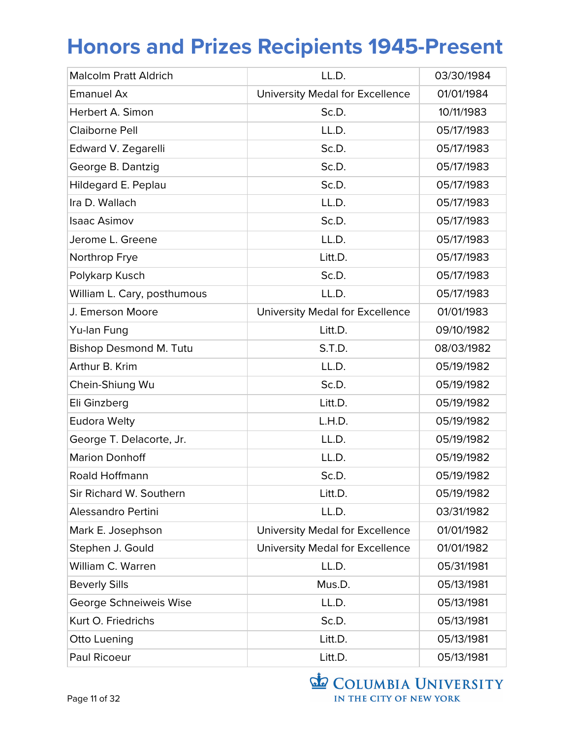# Honors and Prizes Recipients 1945-Present

| Malcolm Pratt Aldrich | LL.D. | 03/30/1984 |
|---|---|---|
| Emanuel Ax | University Medal for Excellence | 01/01/1984 |
| Herbert A. Simon | Sc.D. | 10/11/1983 |
| Claiborne Pell | LL.D. | 05/17/1983 |
| Edward V. Zegarelli | Sc.D. | 05/17/1983 |
| George B. Dantzig | Sc.D. | 05/17/1983 |
| Hildegard E. Peplau | Sc.D. | 05/17/1983 |
| Ira D. Wallach | LL.D. | 05/17/1983 |
| Isaac Asimov | Sc.D. | 05/17/1983 |
| Jerome L. Greene | LL.D. | 05/17/1983 |
| Northrop Frye | Litt.D. | 05/17/1983 |
| Polykarp Kusch | Sc.D. | 05/17/1983 |
| William L. Cary, posthumous | LL.D. | 05/17/1983 |
| J. Emerson Moore | University Medal for Excellence | 01/01/1983 |
| Yu-lan Fung | Litt.D. | 09/10/1982 |
| Bishop Desmond M. Tutu | S.T.D. | 08/03/1982 |
| Arthur B. Krim | LL.D. | 05/19/1982 |
| Chein-Shiung Wu | Sc.D. | 05/19/1982 |
| Eli Ginzberg | Litt.D. | 05/19/1982 |
| Eudora Welty | L.H.D. | 05/19/1982 |
| George T. Delacorte, Jr. | LL.D. | 05/19/1982 |
| Marion Donhoff | LL.D. | 05/19/1982 |
| Roald Hoffmann | Sc.D. | 05/19/1982 |
| Sir Richard W. Southern | Litt.D. | 05/19/1982 |
| Alessandro Pertini | LL.D. | 03/31/1982 |
| Mark E. Josephson | University Medal for Excellence | 01/01/1982 |
| Stephen J. Gould | University Medal for Excellence | 01/01/1982 |
| William C. Warren | LL.D. | 05/31/1981 |
| Beverly Sills | Mus.D. | 05/13/1981 |
| George Schneiweis Wise | LL.D. | 05/13/1981 |
| Kurt O. Friedrichs | Sc.D. | 05/13/1981 |
| Otto Luening | Litt.D. | 05/13/1981 |
| Paul Ricoeur | Litt.D. | 05/13/1981 |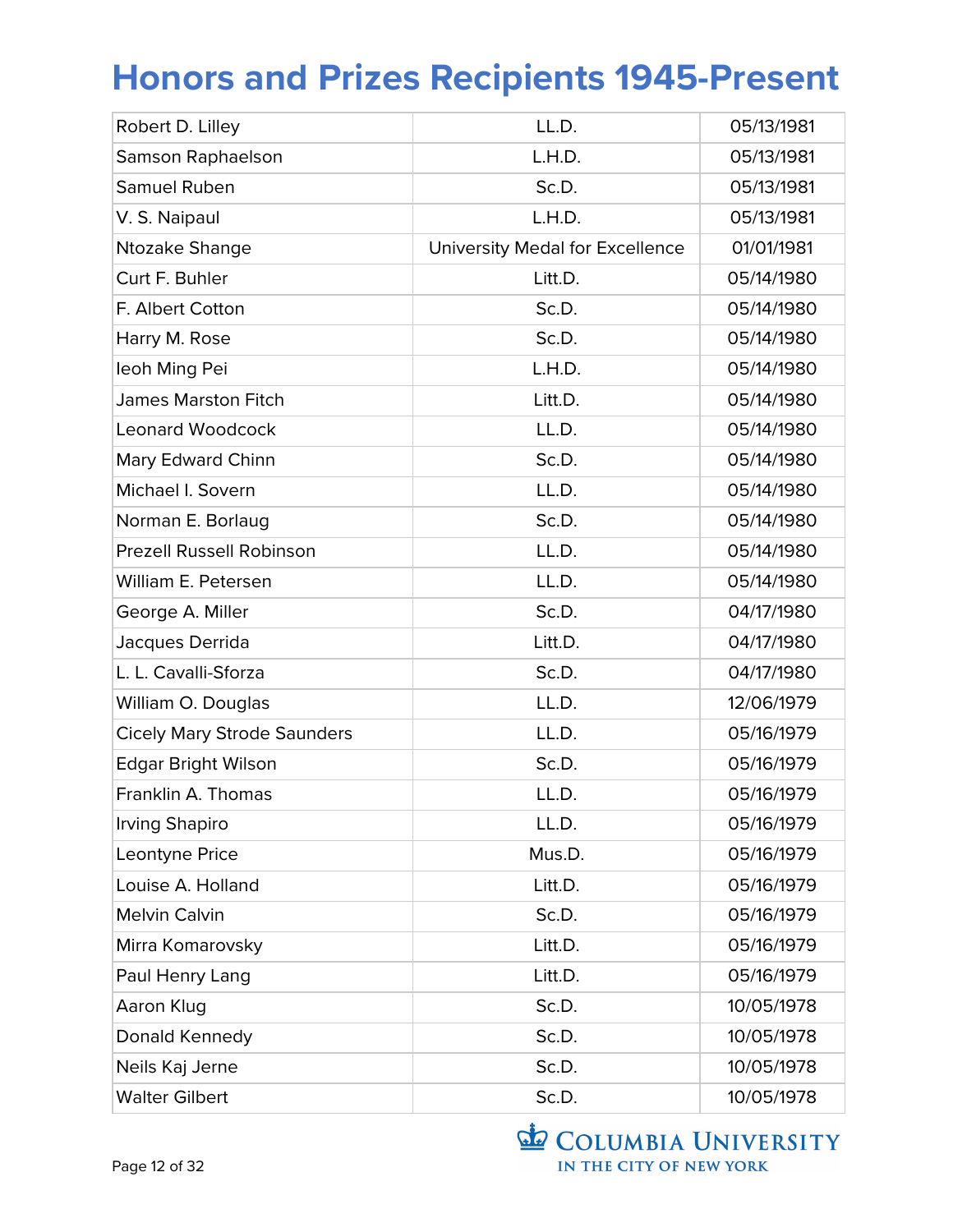# Honors and Prizes Recipients 1945-Present

| | | |
|---|---|---|
| Robert D. Lilley | LL.D. | 05/13/1981 |
| Samson Raphaelson | L.H.D. | 05/13/1981 |
| Samuel Ruben | Sc.D. | 05/13/1981 |
| V. S. Naipaul | L.H.D. | 05/13/1981 |
| Ntozake Shange | University Medal for Excellence | 01/01/1981 |
| Curt F. Buhler | Litt.D. | 05/14/1980 |
| F. Albert Cotton | Sc.D. | 05/14/1980 |
| Harry M. Rose | Sc.D. | 05/14/1980 |
| Ieoh Ming Pei | L.H.D. | 05/14/1980 |
| James Marston Fitch | Litt.D. | 05/14/1980 |
| Leonard Woodcock | LL.D. | 05/14/1980 |
| Mary Edward Chinn | Sc.D. | 05/14/1980 |
| Michael I. Sovern | LL.D. | 05/14/1980 |
| Norman E. Borlaug | Sc.D. | 05/14/1980 |
| Prezell Russell Robinson | LL.D. | 05/14/1980 |
| William E. Petersen | LL.D. | 05/14/1980 |
| George A. Miller | Sc.D. | 04/17/1980 |
| Jacques Derrida | Litt.D. | 04/17/1980 |
| L. L. Cavalli-Sforza | Sc.D. | 04/17/1980 |
| William O. Douglas | LL.D. | 12/06/1979 |
| Cicely Mary Strode Saunders | LL.D. | 05/16/1979 |
| Edgar Bright Wilson | Sc.D. | 05/16/1979 |
| Franklin A. Thomas | LL.D. | 05/16/1979 |
| Irving Shapiro | LL.D. | 05/16/1979 |
| Leontyne Price | Mus.D. | 05/16/1979 |
| Louise A. Holland | Litt.D. | 05/16/1979 |
| Melvin Calvin | Sc.D. | 05/16/1979 |
| Mirra Komarovsky | Litt.D. | 05/16/1979 |
| Paul Henry Lang | Litt.D. | 05/16/1979 |
| Aaron Klug | Sc.D. | 10/05/1978 |
| Donald Kennedy | Sc.D. | 10/05/1978 |
| Neils Kaj Jerne | Sc.D. | 10/05/1978 |
| Walter Gilbert | Sc.D. | 10/05/1978 |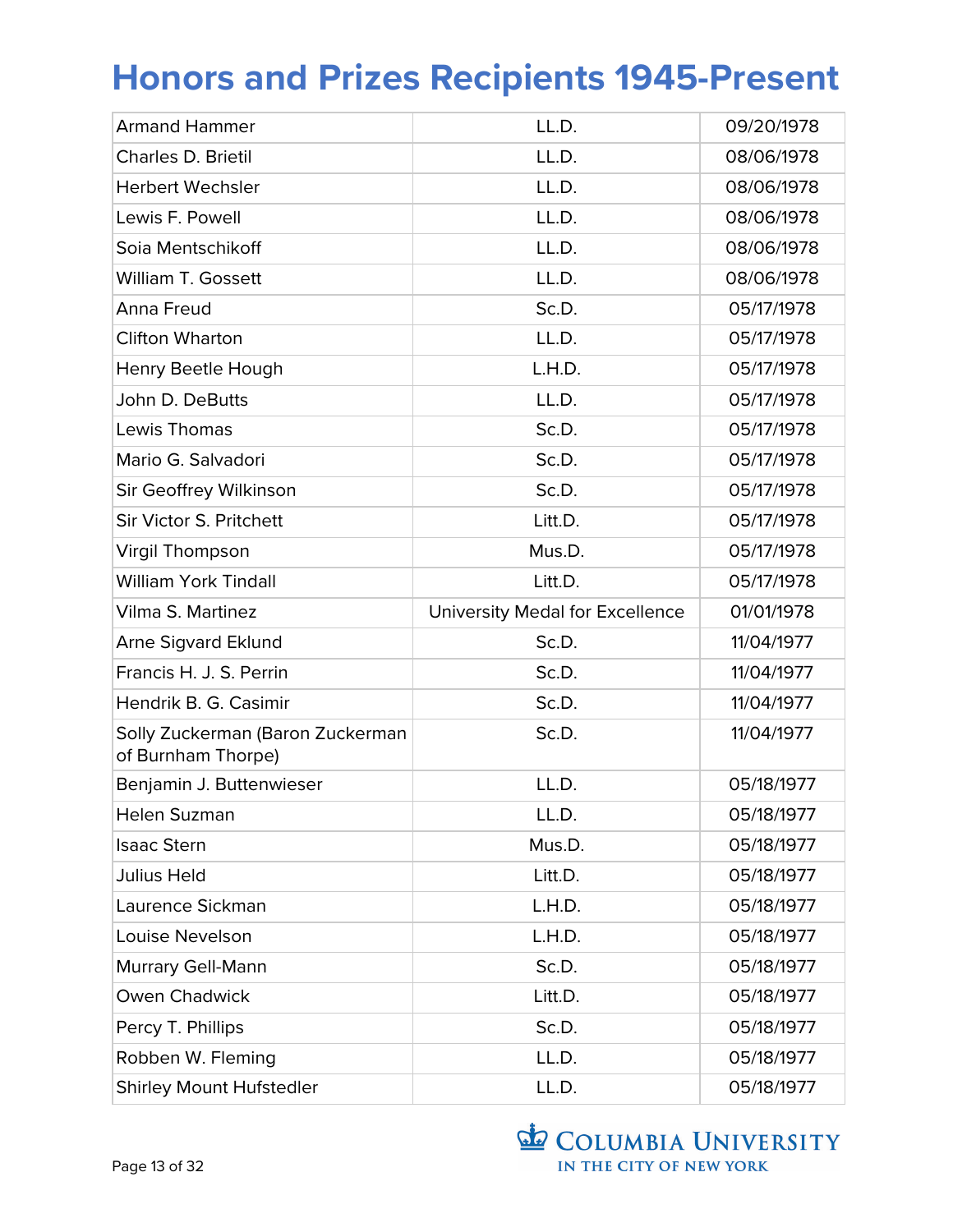# Honors and Prizes Recipients 1945-Present

| | | |
|---|---|---|
| Armand Hammer | LL.D. | 09/20/1978 |
| Charles D. Brietil | LL.D. | 08/06/1978 |
| Herbert Wechsler | LL.D. | 08/06/1978 |
| Lewis F. Powell | LL.D. | 08/06/1978 |
| Soia Mentschikoff | LL.D. | 08/06/1978 |
| William T. Gossett | LL.D. | 08/06/1978 |
| Anna Freud | Sc.D. | 05/17/1978 |
| Clifton Wharton | LL.D. | 05/17/1978 |
| Henry Beetle Hough | L.H.D. | 05/17/1978 |
| John D. DeButts | LL.D. | 05/17/1978 |
| Lewis Thomas | Sc.D. | 05/17/1978 |
| Mario G. Salvadori | Sc.D. | 05/17/1978 |
| Sir Geoffrey Wilkinson | Sc.D. | 05/17/1978 |
| Sir Victor S. Pritchett | Litt.D. | 05/17/1978 |
| Virgil Thompson | Mus.D. | 05/17/1978 |
| William York Tindall | Litt.D. | 05/17/1978 |
| Vilma S. Martinez | University Medal for Excellence | 01/01/1978 |
| Arne Sigvard Eklund | Sc.D. | 11/04/1977 |
| Francis H. J. S. Perrin | Sc.D. | 11/04/1977 |
| Hendrik B. G. Casimir | Sc.D. | 11/04/1977 |
| Solly Zuckerman (Baron Zuckerman of Burnham Thorpe) | Sc.D. | 11/04/1977 |
| Benjamin J. Buttenwieser | LL.D. | 05/18/1977 |
| Helen Suzman | LL.D. | 05/18/1977 |
| Isaac Stern | Mus.D. | 05/18/1977 |
| Julius Held | Litt.D. | 05/18/1977 |
| Laurence Sickman | L.H.D. | 05/18/1977 |
| Louise Nevelson | L.H.D. | 05/18/1977 |
| Murrary Gell-Mann | Sc.D. | 05/18/1977 |
| Owen Chadwick | Litt.D. | 05/18/1977 |
| Percy T. Phillips | Sc.D. | 05/18/1977 |
| Robben W. Fleming | LL.D. | 05/18/1977 |
| Shirley Mount Hufstedler | LL.D. | 05/18/1977 |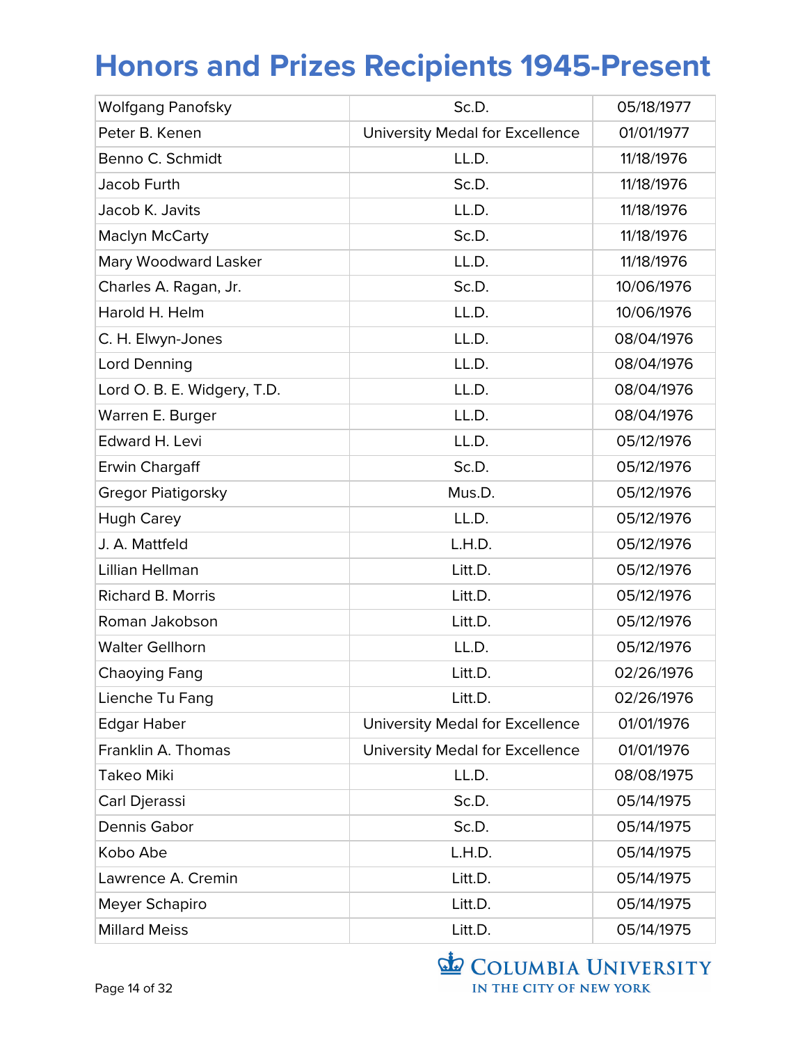# Honors and Prizes Recipients 1945-Present

| Wolfgang Panofsky | Sc.D. | 05/18/1977 |
|---|---|---|
| Peter B. Kenen | University Medal for Excellence | 01/01/1977 |
| Benno C. Schmidt | LL.D. | 11/18/1976 |
| Jacob Furth | Sc.D. | 11/18/1976 |
| Jacob K. Javits | LL.D. | 11/18/1976 |
| Maclyn McCarty | Sc.D. | 11/18/1976 |
| Mary Woodward Lasker | LL.D. | 11/18/1976 |
| Charles A. Ragan, Jr. | Sc.D. | 10/06/1976 |
| Harold H. Helm | LL.D. | 10/06/1976 |
| C. H. Elwyn-Jones | LL.D. | 08/04/1976 |
| Lord Denning | LL.D. | 08/04/1976 |
| Lord O. B. E. Widgery, T.D. | LL.D. | 08/04/1976 |
| Warren E. Burger | LL.D. | 08/04/1976 |
| Edward H. Levi | LL.D. | 05/12/1976 |
| Erwin Chargaff | Sc.D. | 05/12/1976 |
| Gregor Piatigorsky | Mus.D. | 05/12/1976 |
| Hugh Carey | LL.D. | 05/12/1976 |
| J. A. Mattfeld | L.H.D. | 05/12/1976 |
| Lillian Hellman | Litt.D. | 05/12/1976 |
| Richard B. Morris | Litt.D. | 05/12/1976 |
| Roman Jakobson | Litt.D. | 05/12/1976 |
| Walter Gellhorn | LL.D. | 05/12/1976 |
| Chaoying Fang | Litt.D. | 02/26/1976 |
| Lienche Tu Fang | Litt.D. | 02/26/1976 |
| Edgar Haber | University Medal for Excellence | 01/01/1976 |
| Franklin A. Thomas | University Medal for Excellence | 01/01/1976 |
| Takeo Miki | LL.D. | 08/08/1975 |
| Carl Djerassi | Sc.D. | 05/14/1975 |
| Dennis Gabor | Sc.D. | 05/14/1975 |
| Kobo Abe | L.H.D. | 05/14/1975 |
| Lawrence A. Cremin | Litt.D. | 05/14/1975 |
| Meyer Schapiro | Litt.D. | 05/14/1975 |
| Millard Meiss | Litt.D. | 05/14/1975 |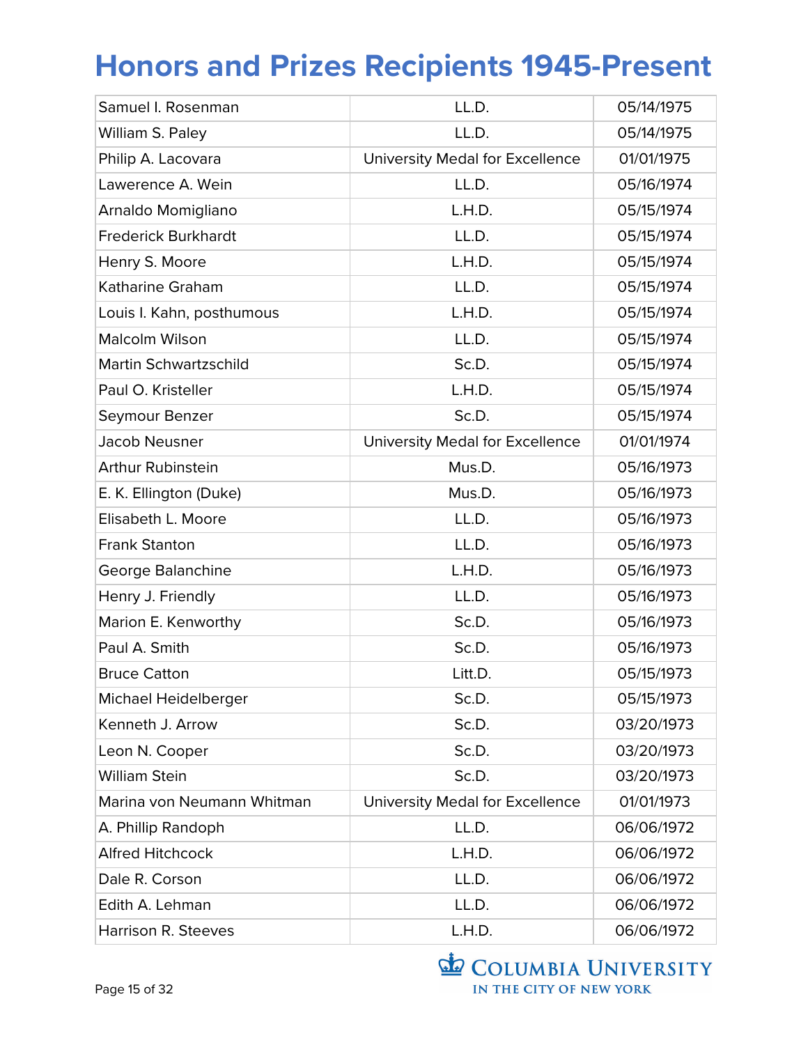# Honors and Prizes Recipients 1945-Present

| | | |
|---|---|---|
| Samuel I. Rosenman | LL.D. | 05/14/1975 |
| William S. Paley | LL.D. | 05/14/1975 |
| Philip A. Lacovara | University Medal for Excellence | 01/01/1975 |
| Lawerence A. Wein | LL.D. | 05/16/1974 |
| Arnaldo Momigliano | L.H.D. | 05/15/1974 |
| Frederick Burkhardt | LL.D. | 05/15/1974 |
| Henry S. Moore | L.H.D. | 05/15/1974 |
| Katharine Graham | LL.D. | 05/15/1974 |
| Louis I. Kahn, posthumous | L.H.D. | 05/15/1974 |
| Malcolm Wilson | LL.D. | 05/15/1974 |
| Martin Schwartzschild | Sc.D. | 05/15/1974 |
| Paul O. Kristeller | L.H.D. | 05/15/1974 |
| Seymour Benzer | Sc.D. | 05/15/1974 |
| Jacob Neusner | University Medal for Excellence | 01/01/1974 |
| Arthur Rubinstein | Mus.D. | 05/16/1973 |
| E. K. Ellington (Duke) | Mus.D. | 05/16/1973 |
| Elisabeth L. Moore | LL.D. | 05/16/1973 |
| Frank Stanton | LL.D. | 05/16/1973 |
| George Balanchine | L.H.D. | 05/16/1973 |
| Henry J. Friendly | LL.D. | 05/16/1973 |
| Marion E. Kenworthy | Sc.D. | 05/16/1973 |
| Paul A. Smith | Sc.D. | 05/16/1973 |
| Bruce Catton | Litt.D. | 05/15/1973 |
| Michael Heidelberger | Sc.D. | 05/15/1973 |
| Kenneth J. Arrow | Sc.D. | 03/20/1973 |
| Leon N. Cooper | Sc.D. | 03/20/1973 |
| William Stein | Sc.D. | 03/20/1973 |
| Marina von Neumann Whitman | University Medal for Excellence | 01/01/1973 |
| A. Phillip Randoph | LL.D. | 06/06/1972 |
| Alfred Hitchcock | L.H.D. | 06/06/1972 |
| Dale R. Corson | LL.D. | 06/06/1972 |
| Edith A. Lehman | LL.D. | 06/06/1972 |
| Harrison R. Steeves | L.H.D. | 06/06/1972 |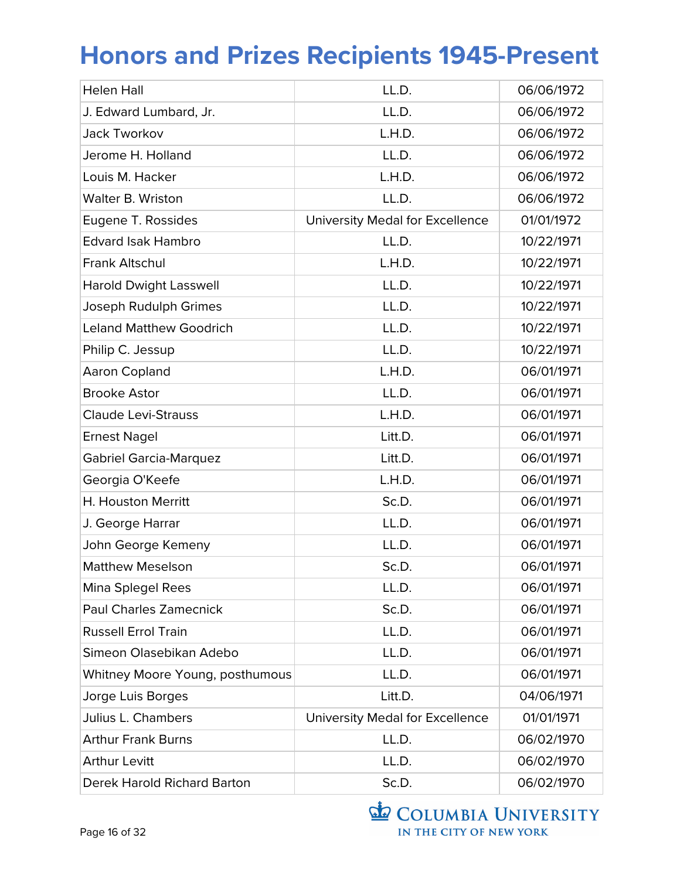# Honors and Prizes Recipients 1945-Present

| Helen Hall | LL.D. | 06/06/1972 |
|---|---|---|
| J. Edward Lumbard, Jr. | LL.D. | 06/06/1972 |
| Jack Tworkov | L.H.D. | 06/06/1972 |
| Jerome H. Holland | LL.D. | 06/06/1972 |
| Louis M. Hacker | L.H.D. | 06/06/1972 |
| Walter B. Wriston | LL.D. | 06/06/1972 |
| Eugene T. Rossides | University Medal for Excellence | 01/01/1972 |
| Edvard Isak Hambro | LL.D. | 10/22/1971 |
| Frank Altschul | L.H.D. | 10/22/1971 |
| Harold Dwight Lasswell | LL.D. | 10/22/1971 |
| Joseph Rudulph Grimes | LL.D. | 10/22/1971 |
| Leland Matthew Goodrich | LL.D. | 10/22/1971 |
| Philip C. Jessup | LL.D. | 10/22/1971 |
| Aaron Copland | L.H.D. | 06/01/1971 |
| Brooke Astor | LL.D. | 06/01/1971 |
| Claude Levi-Strauss | L.H.D. | 06/01/1971 |
| Ernest Nagel | Litt.D. | 06/01/1971 |
| Gabriel Garcia-Marquez | Litt.D. | 06/01/1971 |
| Georgia O'Keefe | L.H.D. | 06/01/1971 |
| H. Houston Merritt | Sc.D. | 06/01/1971 |
| J. George Harrar | LL.D. | 06/01/1971 |
| John George Kemeny | LL.D. | 06/01/1971 |
| Matthew Meselson | Sc.D. | 06/01/1971 |
| Mina Splegel Rees | LL.D. | 06/01/1971 |
| Paul Charles Zamecnick | Sc.D. | 06/01/1971 |
| Russell Errol Train | LL.D. | 06/01/1971 |
| Simeon Olasebikan Adebo | LL.D. | 06/01/1971 |
| Whitney Moore Young, posthumous | LL.D. | 06/01/1971 |
| Jorge Luis Borges | Litt.D. | 04/06/1971 |
| Julius L. Chambers | University Medal for Excellence | 01/01/1971 |
| Arthur Frank Burns | LL.D. | 06/02/1970 |
| Arthur Levitt | LL.D. | 06/02/1970 |
| Derek Harold Richard Barton | Sc.D. | 06/02/1970 |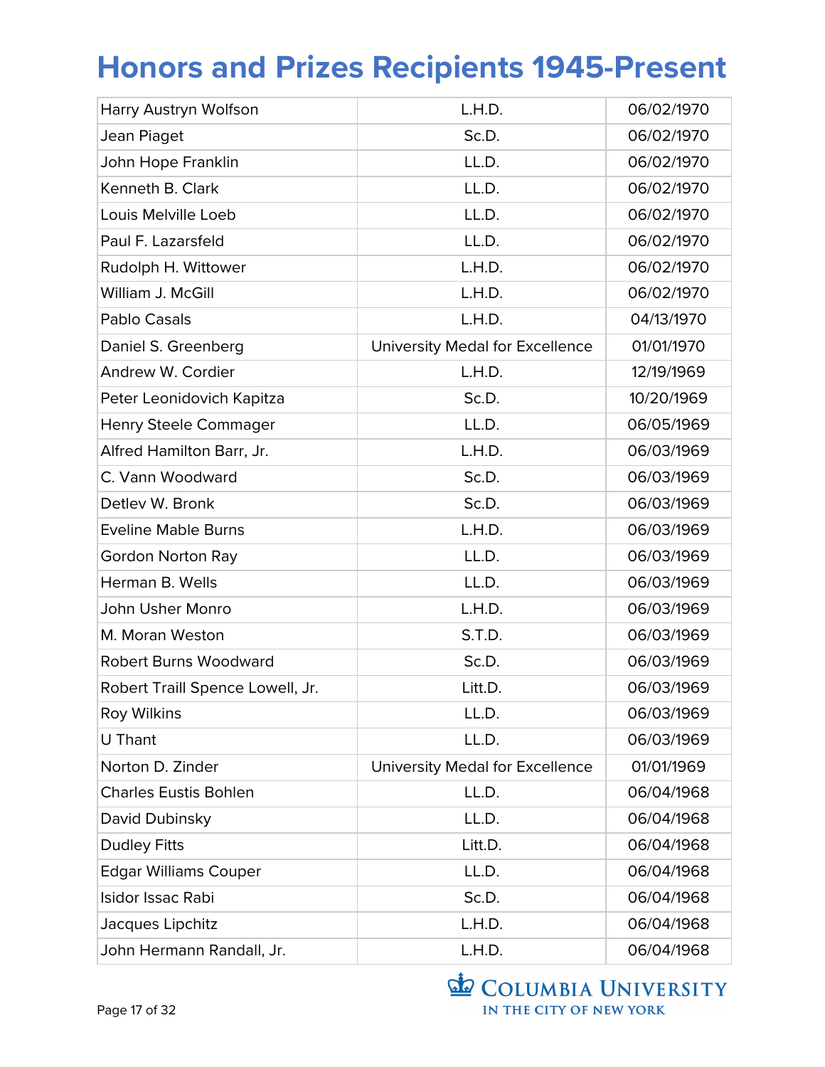# Honors and Prizes Recipients 1945-Present

| Harry Austryn Wolfson | L.H.D. | 06/02/1970 |
|---|---|---|
| Jean Piaget | Sc.D. | 06/02/1970 |
| John Hope Franklin | LL.D. | 06/02/1970 |
| Kenneth B. Clark | LL.D. | 06/02/1970 |
| Louis Melville Loeb | LL.D. | 06/02/1970 |
| Paul F. Lazarsfeld | LL.D. | 06/02/1970 |
| Rudolph H. Wittower | L.H.D. | 06/02/1970 |
| William J. McGill | L.H.D. | 06/02/1970 |
| Pablo Casals | L.H.D. | 04/13/1970 |
| Daniel S. Greenberg | University Medal for Excellence | 01/01/1970 |
| Andrew W. Cordier | L.H.D. | 12/19/1969 |
| Peter Leonidovich Kapitza | Sc.D. | 10/20/1969 |
| Henry Steele Commager | LL.D. | 06/05/1969 |
| Alfred Hamilton Barr, Jr. | L.H.D. | 06/03/1969 |
| C. Vann Woodward | Sc.D. | 06/03/1969 |
| Detlev W. Bronk | Sc.D. | 06/03/1969 |
| Eveline Mable Burns | L.H.D. | 06/03/1969 |
| Gordon Norton Ray | LL.D. | 06/03/1969 |
| Herman B. Wells | LL.D. | 06/03/1969 |
| John Usher Monro | L.H.D. | 06/03/1969 |
| M. Moran Weston | S.T.D. | 06/03/1969 |
| Robert Burns Woodward | Sc.D. | 06/03/1969 |
| Robert Traill Spence Lowell, Jr. | Litt.D. | 06/03/1969 |
| Roy Wilkins | LL.D. | 06/03/1969 |
| U Thant | LL.D. | 06/03/1969 |
| Norton D. Zinder | University Medal for Excellence | 01/01/1969 |
| Charles Eustis Bohlen | LL.D. | 06/04/1968 |
| David Dubinsky | LL.D. | 06/04/1968 |
| Dudley Fitts | Litt.D. | 06/04/1968 |
| Edgar Williams Couper | LL.D. | 06/04/1968 |
| Isidor Issac Rabi | Sc.D. | 06/04/1968 |
| Jacques Lipchitz | L.H.D. | 06/04/1968 |
| John Hermann Randall, Jr. | L.H.D. | 06/04/1968 |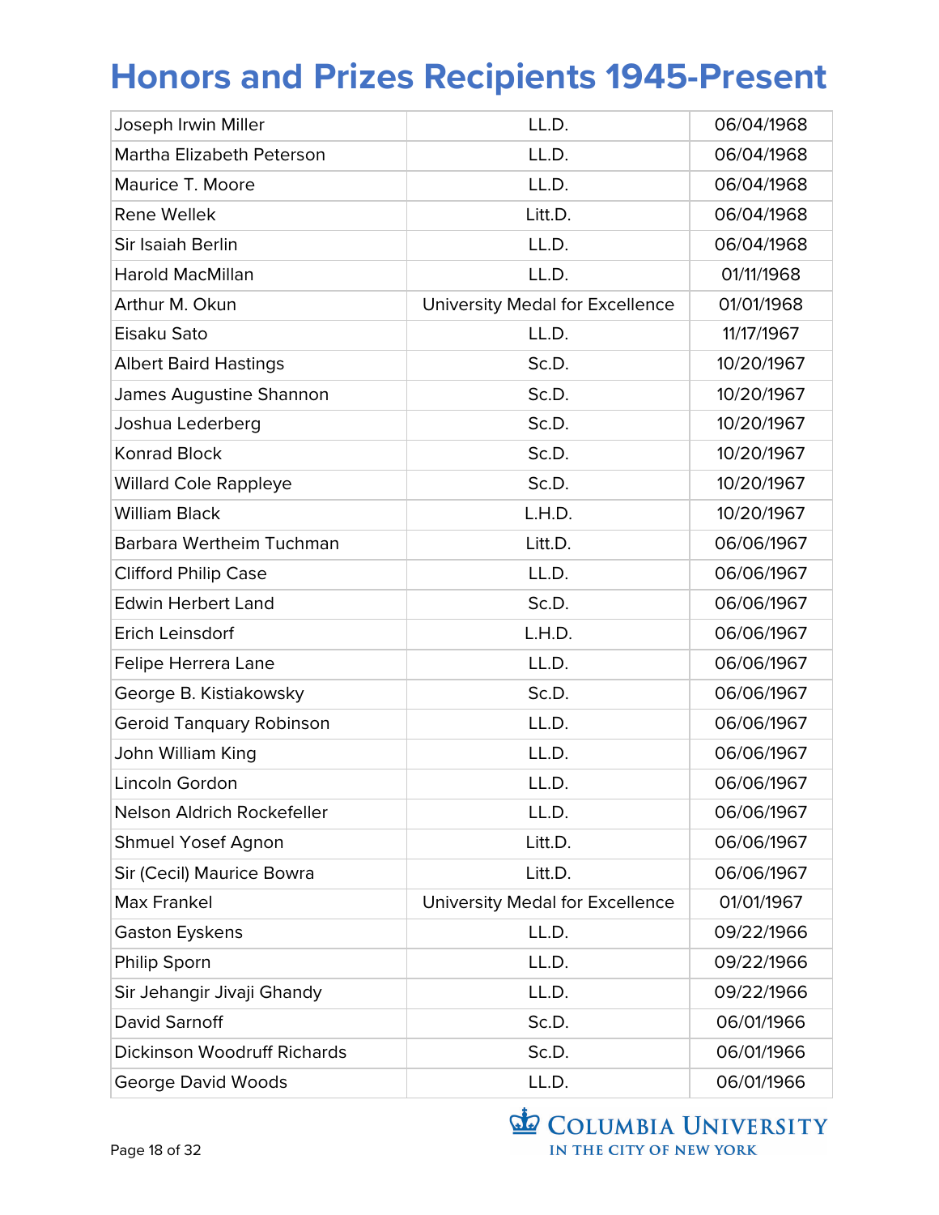# Honors and Prizes Recipients 1945-Present

| | | |
|---|---|---|
| Joseph Irwin Miller | LL.D. | 06/04/1968 |
| Martha Elizabeth Peterson | LL.D. | 06/04/1968 |
| Maurice T. Moore | LL.D. | 06/04/1968 |
| Rene Wellek | Litt.D. | 06/04/1968 |
| Sir Isaiah Berlin | LL.D. | 06/04/1968 |
| Harold MacMillan | LL.D. | 01/11/1968 |
| Arthur M. Okun | University Medal for Excellence | 01/01/1968 |
| Eisaku Sato | LL.D. | 11/17/1967 |
| Albert Baird Hastings | Sc.D. | 10/20/1967 |
| James Augustine Shannon | Sc.D. | 10/20/1967 |
| Joshua Lederberg | Sc.D. | 10/20/1967 |
| Konrad Block | Sc.D. | 10/20/1967 |
| Willard Cole Rappleye | Sc.D. | 10/20/1967 |
| William Black | L.H.D. | 10/20/1967 |
| Barbara Wertheim Tuchman | Litt.D. | 06/06/1967 |
| Clifford Philip Case | LL.D. | 06/06/1967 |
| Edwin Herbert Land | Sc.D. | 06/06/1967 |
| Erich Leinsdorf | L.H.D. | 06/06/1967 |
| Felipe Herrera Lane | LL.D. | 06/06/1967 |
| George B. Kistiakowsky | Sc.D. | 06/06/1967 |
| Geroid Tanquary Robinson | LL.D. | 06/06/1967 |
| John William King | LL.D. | 06/06/1967 |
| Lincoln Gordon | LL.D. | 06/06/1967 |
| Nelson Aldrich Rockefeller | LL.D. | 06/06/1967 |
| Shmuel Yosef Agnon | Litt.D. | 06/06/1967 |
| Sir (Cecil) Maurice Bowra | Litt.D. | 06/06/1967 |
| Max Frankel | University Medal for Excellence | 01/01/1967 |
| Gaston Eyskens | LL.D. | 09/22/1966 |
| Philip Sporn | LL.D. | 09/22/1966 |
| Sir Jehangir Jivaji Ghandy | LL.D. | 09/22/1966 |
| David Sarnoff | Sc.D. | 06/01/1966 |
| Dickinson Woodruff Richards | Sc.D. | 06/01/1966 |
| George David Woods | LL.D. | 06/01/1966 |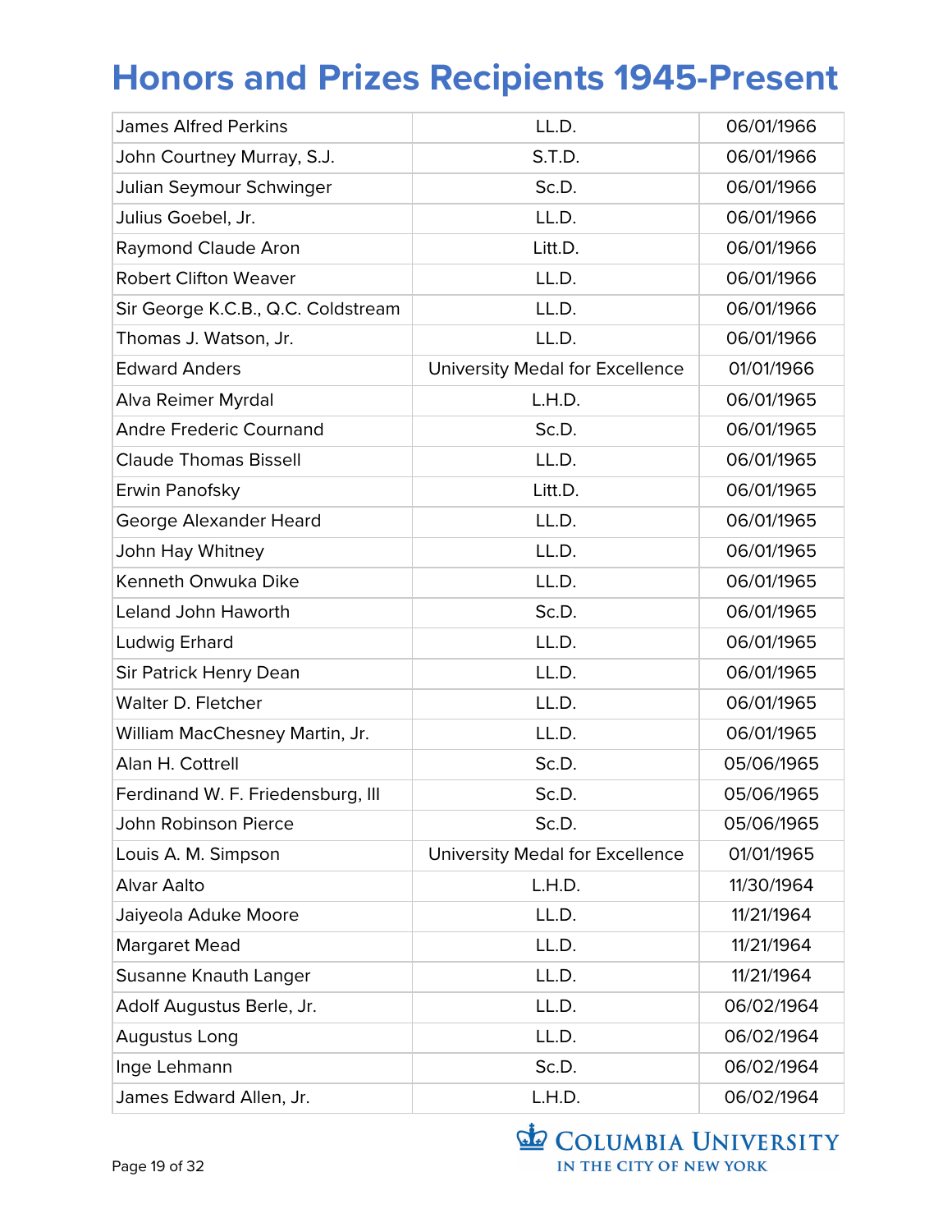# Honors and Prizes Recipients 1945-Present

| | | |
|---|---|---|
| James Alfred Perkins | LL.D. | 06/01/1966 |
| John Courtney Murray, S.J. | S.T.D. | 06/01/1966 |
| Julian Seymour Schwinger | Sc.D. | 06/01/1966 |
| Julius Goebel, Jr. | LL.D. | 06/01/1966 |
| Raymond Claude Aron | Litt.D. | 06/01/1966 |
| Robert Clifton Weaver | LL.D. | 06/01/1966 |
| Sir George K.C.B., Q.C. Coldstream | LL.D. | 06/01/1966 |
| Thomas J. Watson, Jr. | LL.D. | 06/01/1966 |
| Edward Anders | University Medal for Excellence | 01/01/1966 |
| Alva Reimer Myrdal | L.H.D. | 06/01/1965 |
| Andre Frederic Cournand | Sc.D. | 06/01/1965 |
| Claude Thomas Bissell | LL.D. | 06/01/1965 |
| Erwin Panofsky | Litt.D. | 06/01/1965 |
| George Alexander Heard | LL.D. | 06/01/1965 |
| John Hay Whitney | LL.D. | 06/01/1965 |
| Kenneth Onwuka Dike | LL.D. | 06/01/1965 |
| Leland John Haworth | Sc.D. | 06/01/1965 |
| Ludwig Erhard | LL.D. | 06/01/1965 |
| Sir Patrick Henry Dean | LL.D. | 06/01/1965 |
| Walter D. Fletcher | LL.D. | 06/01/1965 |
| William MacChesney Martin, Jr. | LL.D. | 06/01/1965 |
| Alan H. Cottrell | Sc.D. | 05/06/1965 |
| Ferdinand W. F. Friedensburg, III | Sc.D. | 05/06/1965 |
| John Robinson Pierce | Sc.D. | 05/06/1965 |
| Louis A. M. Simpson | University Medal for Excellence | 01/01/1965 |
| Alvar Aalto | L.H.D. | 11/30/1964 |
| Jaiyeola Aduke Moore | LL.D. | 11/21/1964 |
| Margaret Mead | LL.D. | 11/21/1964 |
| Susanne Knauth Langer | LL.D. | 11/21/1964 |
| Adolf Augustus Berle, Jr. | LL.D. | 06/02/1964 |
| Augustus Long | LL.D. | 06/02/1964 |
| Inge Lehmann | Sc.D. | 06/02/1964 |
| James Edward Allen, Jr. | L.H.D. | 06/02/1964 |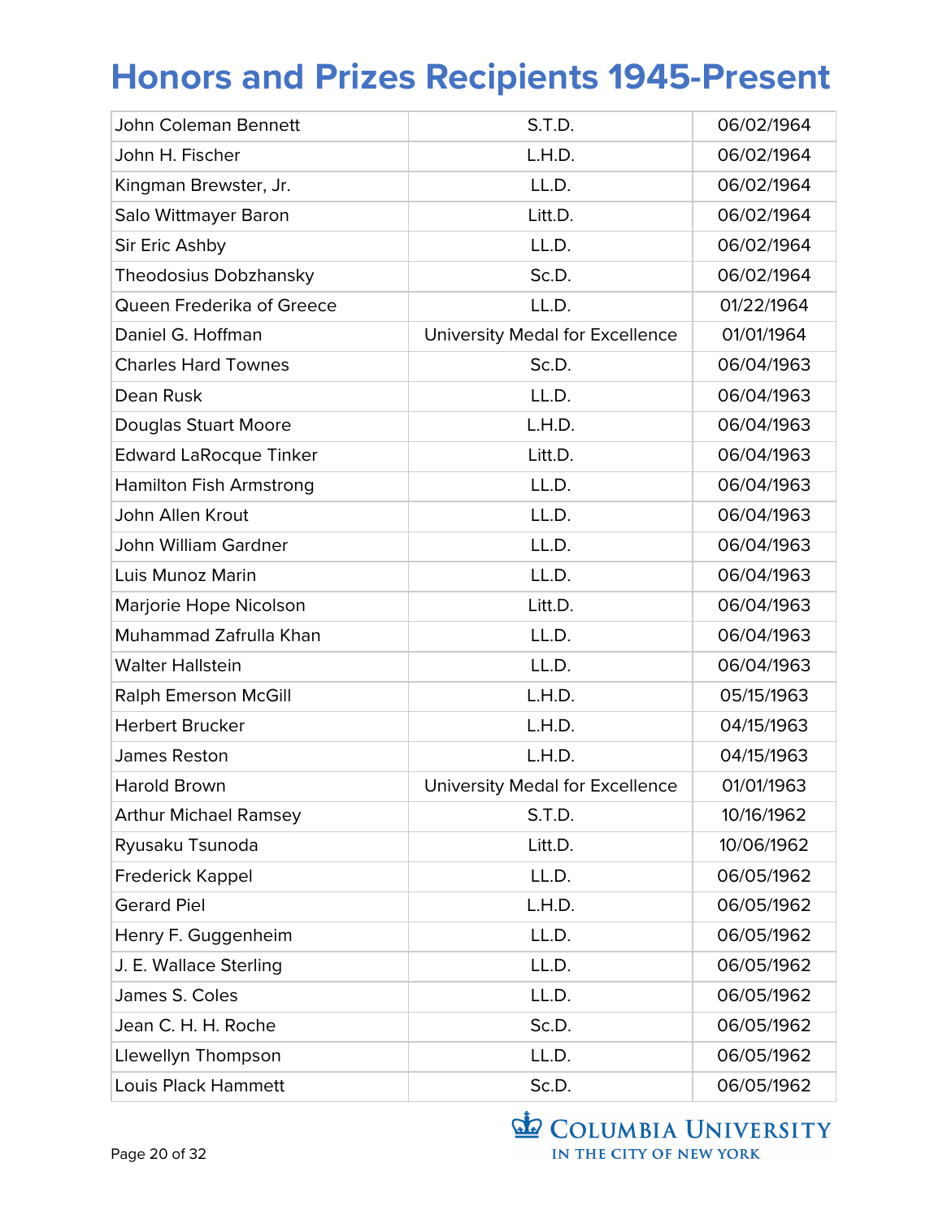# Honors and Prizes Recipients 1945-Present

| John Coleman Bennett | S.T.D. | 06/02/1964 |
|---|---|---|
| John H. Fischer | L.H.D. | 06/02/1964 |
| Kingman Brewster, Jr. | LL.D. | 06/02/1964 |
| Salo Wittmayer Baron | Litt.D. | 06/02/1964 |
| Sir Eric Ashby | LL.D. | 06/02/1964 |
| Theodosius Dobzhansky | Sc.D. | 06/02/1964 |
| Queen Frederika of Greece | LL.D. | 01/22/1964 |
| Daniel G. Hoffman | University Medal for Excellence | 01/01/1964 |
| Charles Hard Townes | Sc.D. | 06/04/1963 |
| Dean Rusk | LL.D. | 06/04/1963 |
| Douglas Stuart Moore | L.H.D. | 06/04/1963 |
| Edward LaRocque Tinker | Litt.D. | 06/04/1963 |
| Hamilton Fish Armstrong | LL.D. | 06/04/1963 |
| John Allen Krout | LL.D. | 06/04/1963 |
| John William Gardner | LL.D. | 06/04/1963 |
| Luis Munoz Marin | LL.D. | 06/04/1963 |
| Marjorie Hope Nicolson | Litt.D. | 06/04/1963 |
| Muhammad Zafrulla Khan | LL.D. | 06/04/1963 |
| Walter Hallstein | LL.D. | 06/04/1963 |
| Ralph Emerson McGill | L.H.D. | 05/15/1963 |
| Herbert Brucker | L.H.D. | 04/15/1963 |
| James Reston | L.H.D. | 04/15/1963 |
| Harold Brown | University Medal for Excellence | 01/01/1963 |
| Arthur Michael Ramsey | S.T.D. | 10/16/1962 |
| Ryusaku Tsunoda | Litt.D. | 10/06/1962 |
| Frederick Kappel | LL.D. | 06/05/1962 |
| Gerard Piel | L.H.D. | 06/05/1962 |
| Henry F. Guggenheim | LL.D. | 06/05/1962 |
| J. E. Wallace Sterling | LL.D. | 06/05/1962 |
| James S. Coles | LL.D. | 06/05/1962 |
| Jean C. H. H. Roche | Sc.D. | 06/05/1962 |
| Llewellyn Thompson | LL.D. | 06/05/1962 |
| Louis Plack Hammett | Sc.D. | 06/05/1962 |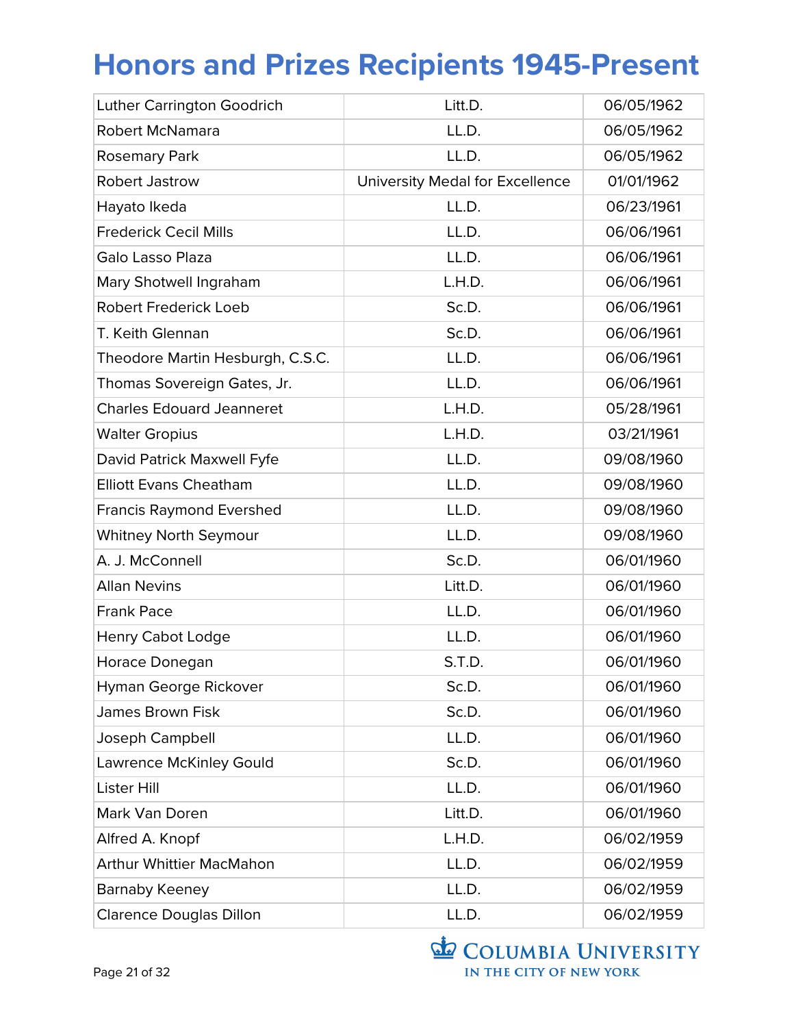# Honors and Prizes Recipients 1945-Present

| | | |
|---|---|---|
| Luther Carrington Goodrich | Litt.D. | 06/05/1962 |
| Robert McNamara | LL.D. | 06/05/1962 |
| Rosemary Park | LL.D. | 06/05/1962 |
| Robert Jastrow | University Medal for Excellence | 01/01/1962 |
| Hayato Ikeda | LL.D. | 06/23/1961 |
| Frederick Cecil Mills | LL.D. | 06/06/1961 |
| Galo Lasso Plaza | LL.D. | 06/06/1961 |
| Mary Shotwell Ingraham | L.H.D. | 06/06/1961 |
| Robert Frederick Loeb | Sc.D. | 06/06/1961 |
| T. Keith Glennan | Sc.D. | 06/06/1961 |
| Theodore Martin Hesburgh, C.S.C. | LL.D. | 06/06/1961 |
| Thomas Sovereign Gates, Jr. | LL.D. | 06/06/1961 |
| Charles Edouard Jeanneret | L.H.D. | 05/28/1961 |
| Walter Gropius | L.H.D. | 03/21/1961 |
| David Patrick Maxwell Fyfe | LL.D. | 09/08/1960 |
| Elliott Evans Cheatham | LL.D. | 09/08/1960 |
| Francis Raymond Evershed | LL.D. | 09/08/1960 |
| Whitney North Seymour | LL.D. | 09/08/1960 |
| A. J. McConnell | Sc.D. | 06/01/1960 |
| Allan Nevins | Litt.D. | 06/01/1960 |
| Frank Pace | LL.D. | 06/01/1960 |
| Henry Cabot Lodge | LL.D. | 06/01/1960 |
| Horace Donegan | S.T.D. | 06/01/1960 |
| Hyman George Rickover | Sc.D. | 06/01/1960 |
| James Brown Fisk | Sc.D. | 06/01/1960 |
| Joseph Campbell | LL.D. | 06/01/1960 |
| Lawrence McKinley Gould | Sc.D. | 06/01/1960 |
| Lister Hill | LL.D. | 06/01/1960 |
| Mark Van Doren | Litt.D. | 06/01/1960 |
| Alfred A. Knopf | L.H.D. | 06/02/1959 |
| Arthur Whittier MacMahon | LL.D. | 06/02/1959 |
| Barnaby Keeney | LL.D. | 06/02/1959 |
| Clarence Douglas Dillon | LL.D. | 06/02/1959 |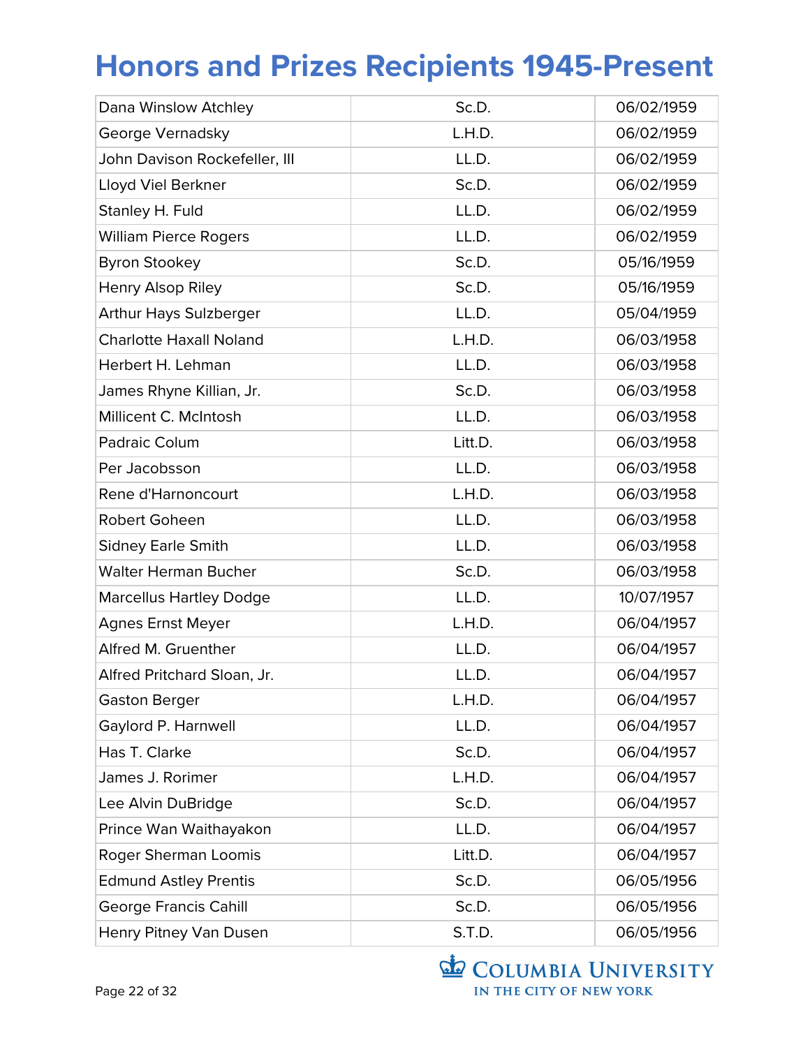# Honors and Prizes Recipients 1945-Present

| Dana Winslow Atchley | Sc.D. | 06/02/1959 |
|---|---|---|
| George Vernadsky | L.H.D. | 06/02/1959 |
| John Davison Rockefeller, III | LL.D. | 06/02/1959 |
| Lloyd Viel Berkner | Sc.D. | 06/02/1959 |
| Stanley H. Fuld | LL.D. | 06/02/1959 |
| William Pierce Rogers | LL.D. | 06/02/1959 |
| Byron Stookey | Sc.D. | 05/16/1959 |
| Henry Alsop Riley | Sc.D. | 05/16/1959 |
| Arthur Hays Sulzberger | LL.D. | 05/04/1959 |
| Charlotte Haxall Noland | L.H.D. | 06/03/1958 |
| Herbert H. Lehman | LL.D. | 06/03/1958 |
| James Rhyne Killian, Jr. | Sc.D. | 06/03/1958 |
| Millicent C. McIntosh | LL.D. | 06/03/1958 |
| Padraic Colum | Litt.D. | 06/03/1958 |
| Per Jacobsson | LL.D. | 06/03/1958 |
| Rene d'Harnoncourt | L.H.D. | 06/03/1958 |
| Robert Goheen | LL.D. | 06/03/1958 |
| Sidney Earle Smith | LL.D. | 06/03/1958 |
| Walter Herman Bucher | Sc.D. | 06/03/1958 |
| Marcellus Hartley Dodge | LL.D. | 10/07/1957 |
| Agnes Ernst Meyer | L.H.D. | 06/04/1957 |
| Alfred M. Gruenther | LL.D. | 06/04/1957 |
| Alfred Pritchard Sloan, Jr. | LL.D. | 06/04/1957 |
| Gaston Berger | L.H.D. | 06/04/1957 |
| Gaylord P. Harnwell | LL.D. | 06/04/1957 |
| Has T. Clarke | Sc.D. | 06/04/1957 |
| James J. Rorimer | L.H.D. | 06/04/1957 |
| Lee Alvin DuBridge | Sc.D. | 06/04/1957 |
| Prince Wan Waithayakon | LL.D. | 06/04/1957 |
| Roger Sherman Loomis | Litt.D. | 06/04/1957 |
| Edmund Astley Prentis | Sc.D. | 06/05/1956 |
| George Francis Cahill | Sc.D. | 06/05/1956 |
| Henry Pitney Van Dusen | S.T.D. | 06/05/1956 |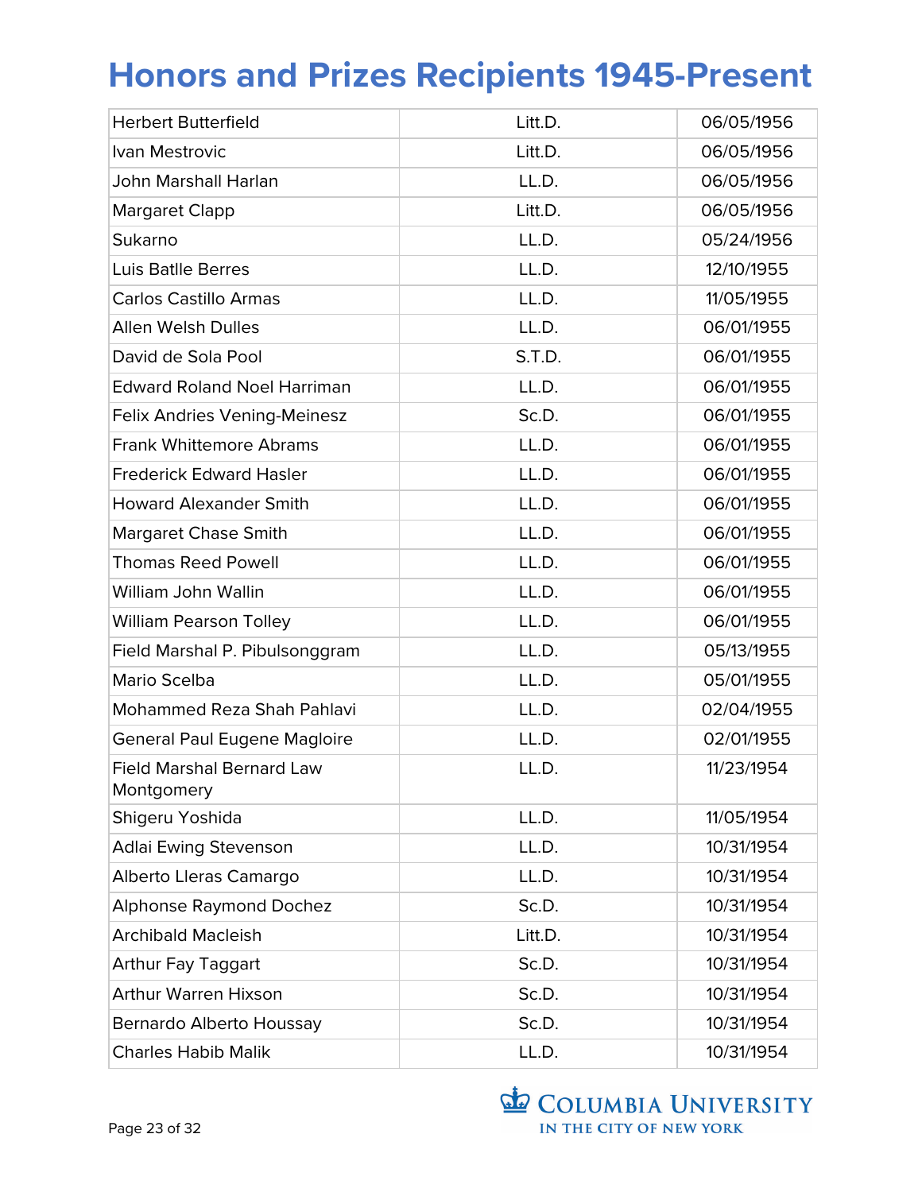# Honors and Prizes Recipients 1945-Present

| | | |
|---|---|---|
| Herbert Butterfield | Litt.D. | 06/05/1956 |
| Ivan Mestrovic | Litt.D. | 06/05/1956 |
| John Marshall Harlan | LL.D. | 06/05/1956 |
| Margaret Clapp | Litt.D. | 06/05/1956 |
| Sukarno | LL.D. | 05/24/1956 |
| Luis Batlle Berres | LL.D. | 12/10/1955 |
| Carlos Castillo Armas | LL.D. | 11/05/1955 |
| Allen Welsh Dulles | LL.D. | 06/01/1955 |
| David de Sola Pool | S.T.D. | 06/01/1955 |
| Edward Roland Noel Harriman | LL.D. | 06/01/1955 |
| Felix Andries Vening-Meinesz | Sc.D. | 06/01/1955 |
| Frank Whittemore Abrams | LL.D. | 06/01/1955 |
| Frederick Edward Hasler | LL.D. | 06/01/1955 |
| Howard Alexander Smith | LL.D. | 06/01/1955 |
| Margaret Chase Smith | LL.D. | 06/01/1955 |
| Thomas Reed Powell | LL.D. | 06/01/1955 |
| William John Wallin | LL.D. | 06/01/1955 |
| William Pearson Tolley | LL.D. | 06/01/1955 |
| Field Marshal P. Pibulsonggram | LL.D. | 05/13/1955 |
| Mario Scelba | LL.D. | 05/01/1955 |
| Mohammed Reza Shah Pahlavi | LL.D. | 02/04/1955 |
| General Paul Eugene Magloire | LL.D. | 02/01/1955 |
| Field Marshal Bernard Law Montgomery | LL.D. | 11/23/1954 |
| Shigeru Yoshida | LL.D. | 11/05/1954 |
| Adlai Ewing Stevenson | LL.D. | 10/31/1954 |
| Alberto Lleras Camargo | LL.D. | 10/31/1954 |
| Alphonse Raymond Dochez | Sc.D. | 10/31/1954 |
| Archibald Macleish | Litt.D. | 10/31/1954 |
| Arthur Fay Taggart | Sc.D. | 10/31/1954 |
| Arthur Warren Hixson | Sc.D. | 10/31/1954 |
| Bernardo Alberto Houssay | Sc.D. | 10/31/1954 |
| Charles Habib Malik | LL.D. | 10/31/1954 |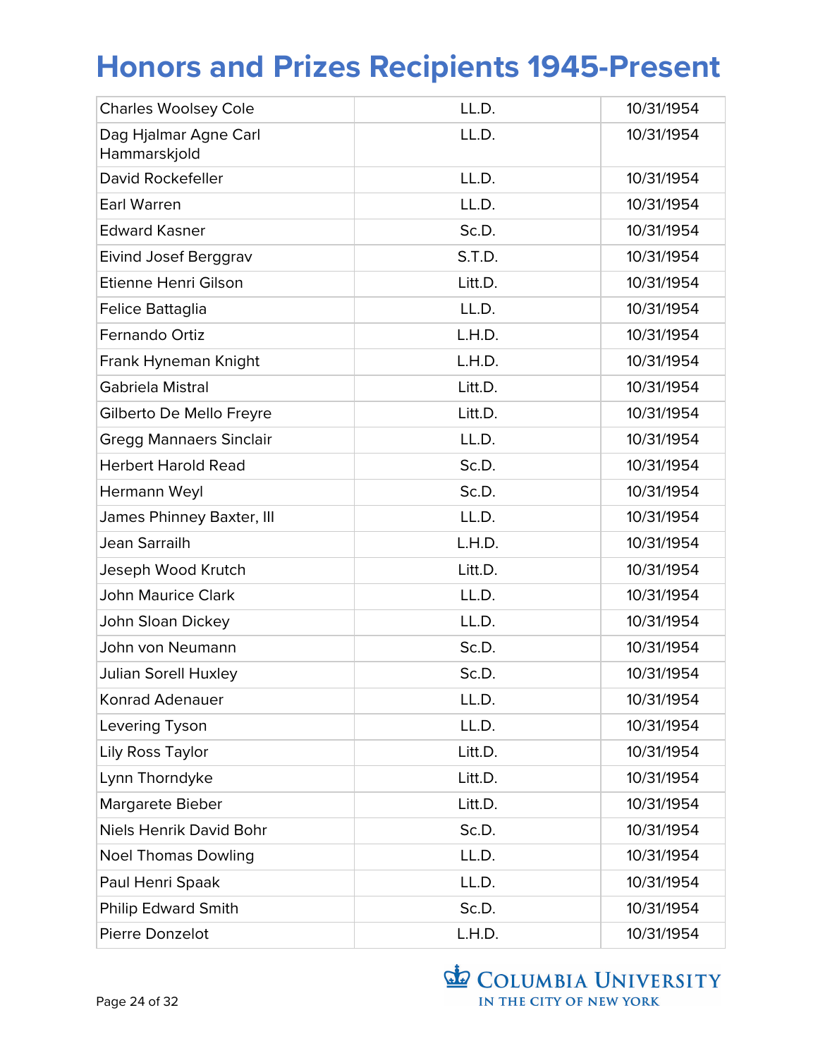# Honors and Prizes Recipients 1945-Present

| | | |
|---|---|---|
| Charles Woolsey Cole | LL.D. | 10/31/1954 |
| Dag Hjalmar Agne Carl Hammarskjold | LL.D. | 10/31/1954 |
| David Rockefeller | LL.D. | 10/31/1954 |
| Earl Warren | LL.D. | 10/31/1954 |
| Edward Kasner | Sc.D. | 10/31/1954 |
| Eivind Josef Berggrav | S.T.D. | 10/31/1954 |
| Etienne Henri Gilson | Litt.D. | 10/31/1954 |
| Felice Battaglia | LL.D. | 10/31/1954 |
| Fernando Ortiz | L.H.D. | 10/31/1954 |
| Frank Hyneman Knight | L.H.D. | 10/31/1954 |
| Gabriela Mistral | Litt.D. | 10/31/1954 |
| Gilberto De Mello Freyre | Litt.D. | 10/31/1954 |
| Gregg Mannaers Sinclair | LL.D. | 10/31/1954 |
| Herbert Harold Read | Sc.D. | 10/31/1954 |
| Hermann Weyl | Sc.D. | 10/31/1954 |
| James Phinney Baxter, III | LL.D. | 10/31/1954 |
| Jean Sarrailh | L.H.D. | 10/31/1954 |
| Jeseph Wood Krutch | Litt.D. | 10/31/1954 |
| John Maurice Clark | LL.D. | 10/31/1954 |
| John Sloan Dickey | LL.D. | 10/31/1954 |
| John von Neumann | Sc.D. | 10/31/1954 |
| Julian Sorell Huxley | Sc.D. | 10/31/1954 |
| Konrad Adenauer | LL.D. | 10/31/1954 |
| Levering Tyson | LL.D. | 10/31/1954 |
| Lily Ross Taylor | Litt.D. | 10/31/1954 |
| Lynn Thorndyke | Litt.D. | 10/31/1954 |
| Margarete Bieber | Litt.D. | 10/31/1954 |
| Niels Henrik David Bohr | Sc.D. | 10/31/1954 |
| Noel Thomas Dowling | LL.D. | 10/31/1954 |
| Paul Henri Spaak | LL.D. | 10/31/1954 |
| Philip Edward Smith | Sc.D. | 10/31/1954 |
| Pierre Donzelot | L.H.D. | 10/31/1954 |

Columbia University in the City of New York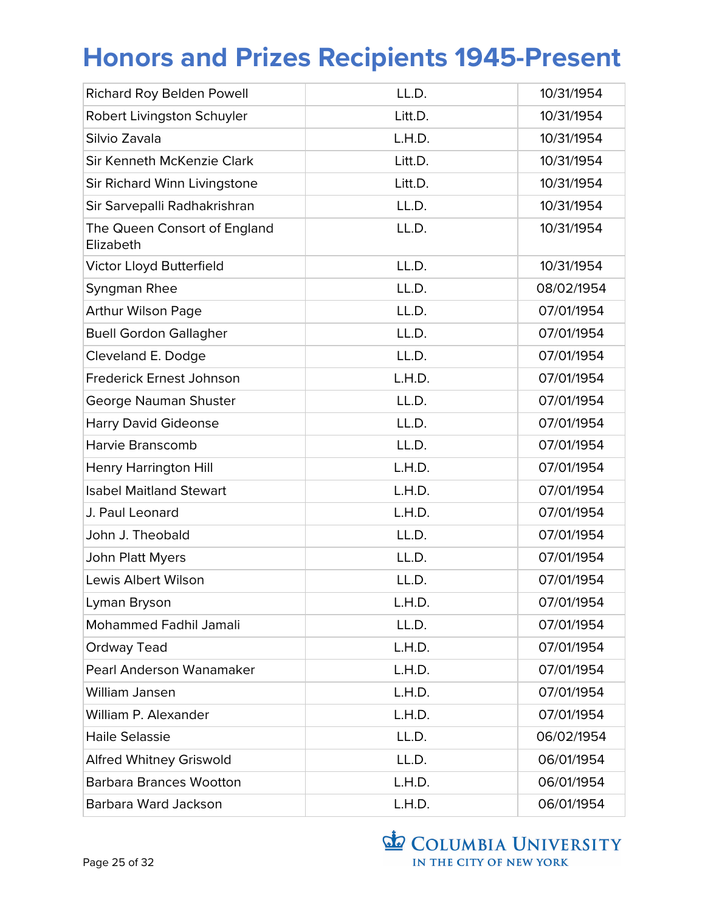# Honors and Prizes Recipients 1945-Present

| | | |
|---|---|---|
| Richard Roy Belden Powell | LL.D. | 10/31/1954 |
| Robert Livingston Schuyler | Litt.D. | 10/31/1954 |
| Silvio Zavala | L.H.D. | 10/31/1954 |
| Sir Kenneth McKenzie Clark | Litt.D. | 10/31/1954 |
| Sir Richard Winn Livingstone | Litt.D. | 10/31/1954 |
| Sir Sarvepalli Radhakrishran | LL.D. | 10/31/1954 |
| The Queen Consort of England Elizabeth | LL.D. | 10/31/1954 |
| Victor Lloyd Butterfield | LL.D. | 10/31/1954 |
| Syngman Rhee | LL.D. | 08/02/1954 |
| Arthur Wilson Page | LL.D. | 07/01/1954 |
| Buell Gordon Gallagher | LL.D. | 07/01/1954 |
| Cleveland E. Dodge | LL.D. | 07/01/1954 |
| Frederick Ernest Johnson | L.H.D. | 07/01/1954 |
| George Nauman Shuster | LL.D. | 07/01/1954 |
| Harry David Gideonse | LL.D. | 07/01/1954 |
| Harvie Branscomb | LL.D. | 07/01/1954 |
| Henry Harrington Hill | L.H.D. | 07/01/1954 |
| Isabel Maitland Stewart | L.H.D. | 07/01/1954 |
| J. Paul Leonard | L.H.D. | 07/01/1954 |
| John J. Theobald | LL.D. | 07/01/1954 |
| John Platt Myers | LL.D. | 07/01/1954 |
| Lewis Albert Wilson | LL.D. | 07/01/1954 |
| Lyman Bryson | L.H.D. | 07/01/1954 |
| Mohammed Fadhil Jamali | LL.D. | 07/01/1954 |
| Ordway Tead | L.H.D. | 07/01/1954 |
| Pearl Anderson Wanamaker | L.H.D. | 07/01/1954 |
| William Jansen | L.H.D. | 07/01/1954 |
| William P. Alexander | L.H.D. | 07/01/1954 |
| Haile Selassie | LL.D. | 06/02/1954 |
| Alfred Whitney Griswold | LL.D. | 06/01/1954 |
| Barbara Brances Wootton | L.H.D. | 06/01/1954 |
| Barbara Ward Jackson | L.H.D. | 06/01/1954 |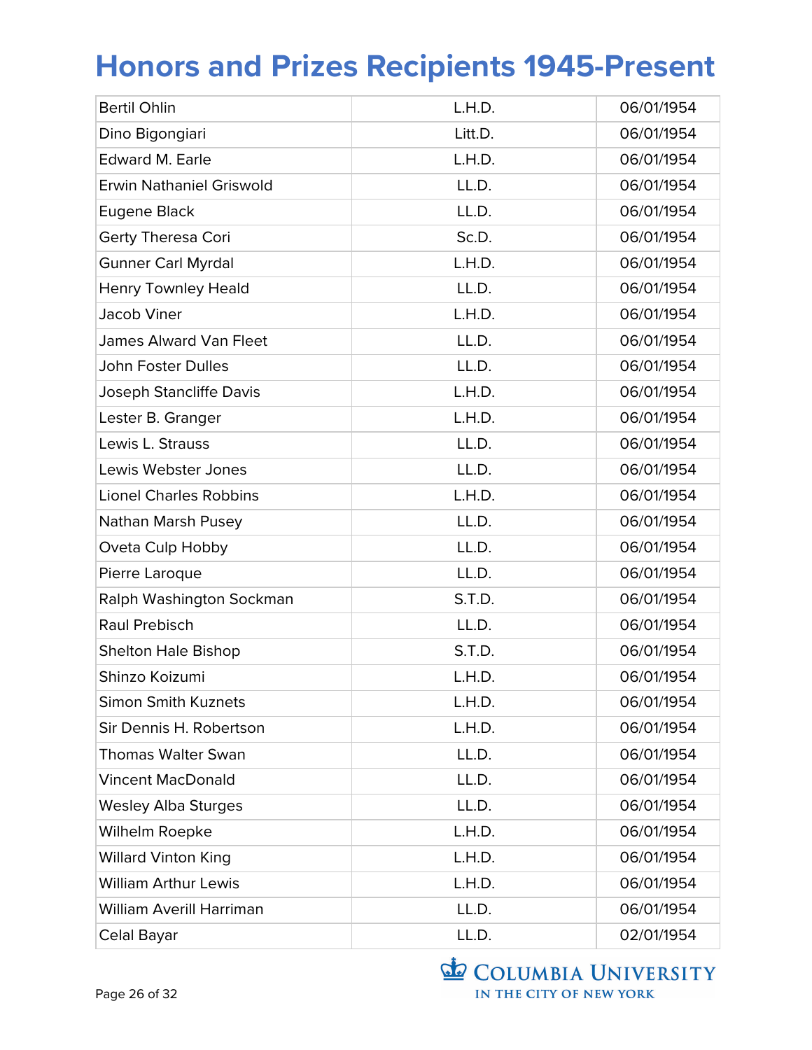# Honors and Prizes Recipients 1945-Present

| | | |
|---|---|---|
| Bertil Ohlin | L.H.D. | 06/01/1954 |
| Dino Bigongiari | Litt.D. | 06/01/1954 |
| Edward M. Earle | L.H.D. | 06/01/1954 |
| Erwin Nathaniel Griswold | LL.D. | 06/01/1954 |
| Eugene Black | LL.D. | 06/01/1954 |
| Gerty Theresa Cori | Sc.D. | 06/01/1954 |
| Gunner Carl Myrdal | L.H.D. | 06/01/1954 |
| Henry Townley Heald | LL.D. | 06/01/1954 |
| Jacob Viner | L.H.D. | 06/01/1954 |
| James Alward Van Fleet | LL.D. | 06/01/1954 |
| John Foster Dulles | LL.D. | 06/01/1954 |
| Joseph Stancliffe Davis | L.H.D. | 06/01/1954 |
| Lester B. Granger | L.H.D. | 06/01/1954 |
| Lewis L. Strauss | LL.D. | 06/01/1954 |
| Lewis Webster Jones | LL.D. | 06/01/1954 |
| Lionel Charles Robbins | L.H.D. | 06/01/1954 |
| Nathan Marsh Pusey | LL.D. | 06/01/1954 |
| Oveta Culp Hobby | LL.D. | 06/01/1954 |
| Pierre Laroque | LL.D. | 06/01/1954 |
| Ralph Washington Sockman | S.T.D. | 06/01/1954 |
| Raul Prebisch | LL.D. | 06/01/1954 |
| Shelton Hale Bishop | S.T.D. | 06/01/1954 |
| Shinzo Koizumi | L.H.D. | 06/01/1954 |
| Simon Smith Kuznets | L.H.D. | 06/01/1954 |
| Sir Dennis H. Robertson | L.H.D. | 06/01/1954 |
| Thomas Walter Swan | LL.D. | 06/01/1954 |
| Vincent MacDonald | LL.D. | 06/01/1954 |
| Wesley Alba Sturges | LL.D. | 06/01/1954 |
| Wilhelm Roepke | L.H.D. | 06/01/1954 |
| Willard Vinton King | L.H.D. | 06/01/1954 |
| William Arthur Lewis | L.H.D. | 06/01/1954 |
| William Averill Harriman | LL.D. | 06/01/1954 |
| Celal Bayar | LL.D. | 02/01/1954 |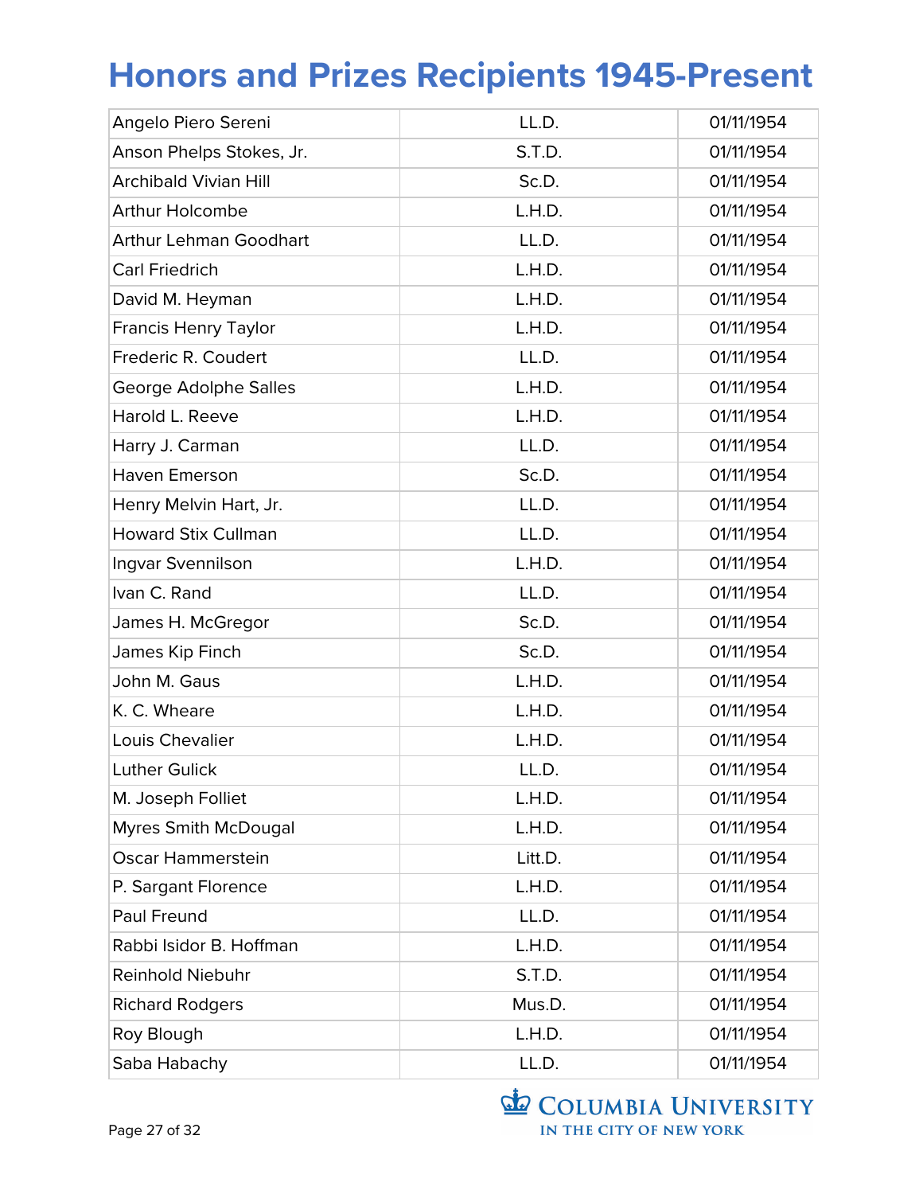# Honors and Prizes Recipients 1945-Present

| | | |
|---|---|---|
| Angelo Piero Sereni | LL.D. | 01/11/1954 |
| Anson Phelps Stokes, Jr. | S.T.D. | 01/11/1954 |
| Archibald Vivian Hill | Sc.D. | 01/11/1954 |
| Arthur Holcombe | L.H.D. | 01/11/1954 |
| Arthur Lehman Goodhart | LL.D. | 01/11/1954 |
| Carl Friedrich | L.H.D. | 01/11/1954 |
| David M. Heyman | L.H.D. | 01/11/1954 |
| Francis Henry Taylor | L.H.D. | 01/11/1954 |
| Frederic R. Coudert | LL.D. | 01/11/1954 |
| George Adolphe Salles | L.H.D. | 01/11/1954 |
| Harold L. Reeve | L.H.D. | 01/11/1954 |
| Harry J. Carman | LL.D. | 01/11/1954 |
| Haven Emerson | Sc.D. | 01/11/1954 |
| Henry Melvin Hart, Jr. | LL.D. | 01/11/1954 |
| Howard Stix Cullman | LL.D. | 01/11/1954 |
| Ingvar Svennilson | L.H.D. | 01/11/1954 |
| Ivan C. Rand | LL.D. | 01/11/1954 |
| James H. McGregor | Sc.D. | 01/11/1954 |
| James Kip Finch | Sc.D. | 01/11/1954 |
| John M. Gaus | L.H.D. | 01/11/1954 |
| K. C. Wheare | L.H.D. | 01/11/1954 |
| Louis Chevalier | L.H.D. | 01/11/1954 |
| Luther Gulick | LL.D. | 01/11/1954 |
| M. Joseph Folliet | L.H.D. | 01/11/1954 |
| Myres Smith McDougal | L.H.D. | 01/11/1954 |
| Oscar Hammerstein | Litt.D. | 01/11/1954 |
| P. Sargant Florence | L.H.D. | 01/11/1954 |
| Paul Freund | LL.D. | 01/11/1954 |
| Rabbi Isidor B. Hoffman | L.H.D. | 01/11/1954 |
| Reinhold Niebuhr | S.T.D. | 01/11/1954 |
| Richard Rodgers | Mus.D. | 01/11/1954 |
| Roy Blough | L.H.D. | 01/11/1954 |
| Saba Habachy | LL.D. | 01/11/1954 |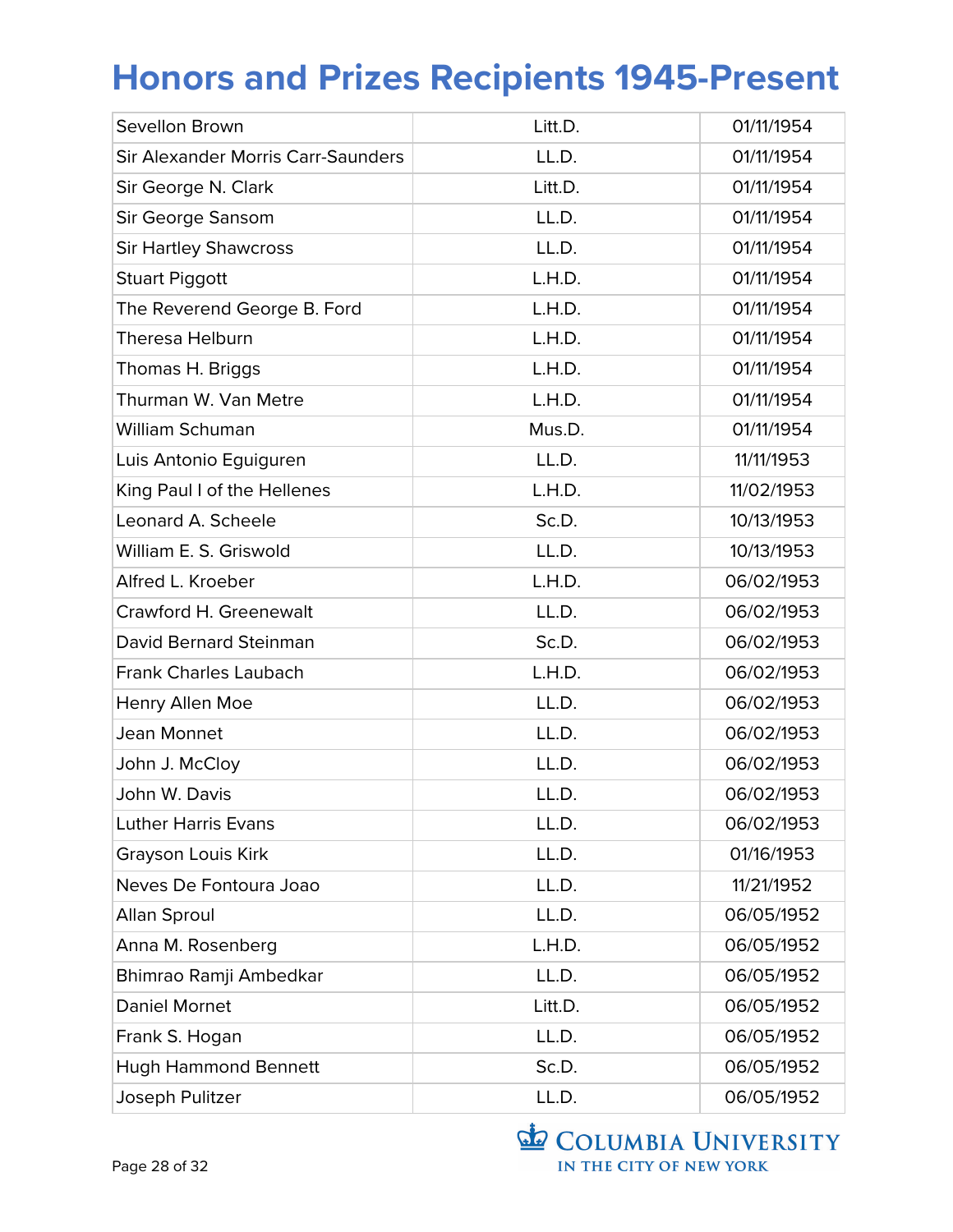# Honors and Prizes Recipients 1945-Present

| | | |
|---|---|---|
| Sevellon Brown | Litt.D. | 01/11/1954 |
| Sir Alexander Morris Carr-Saunders | LL.D. | 01/11/1954 |
| Sir George N. Clark | Litt.D. | 01/11/1954 |
| Sir George Sansom | LL.D. | 01/11/1954 |
| Sir Hartley Shawcross | LL.D. | 01/11/1954 |
| Stuart Piggott | L.H.D. | 01/11/1954 |
| The Reverend George B. Ford | L.H.D. | 01/11/1954 |
| Theresa Helburn | L.H.D. | 01/11/1954 |
| Thomas H. Briggs | L.H.D. | 01/11/1954 |
| Thurman W. Van Metre | L.H.D. | 01/11/1954 |
| William Schuman | Mus.D. | 01/11/1954 |
| Luis Antonio Eguiguren | LL.D. | 11/11/1953 |
| King Paul I of the Hellenes | L.H.D. | 11/02/1953 |
| Leonard A. Scheele | Sc.D. | 10/13/1953 |
| William E. S. Griswold | LL.D. | 10/13/1953 |
| Alfred L. Kroeber | L.H.D. | 06/02/1953 |
| Crawford H. Greenewalt | LL.D. | 06/02/1953 |
| David Bernard Steinman | Sc.D. | 06/02/1953 |
| Frank Charles Laubach | L.H.D. | 06/02/1953 |
| Henry Allen Moe | LL.D. | 06/02/1953 |
| Jean Monnet | LL.D. | 06/02/1953 |
| John J. McCloy | LL.D. | 06/02/1953 |
| John W. Davis | LL.D. | 06/02/1953 |
| Luther Harris Evans | LL.D. | 06/02/1953 |
| Grayson Louis Kirk | LL.D. | 01/16/1953 |
| Neves De Fontoura Joao | LL.D. | 11/21/1952 |
| Allan Sproul | LL.D. | 06/05/1952 |
| Anna M. Rosenberg | L.H.D. | 06/05/1952 |
| Bhimrao Ramji Ambedkar | LL.D. | 06/05/1952 |
| Daniel Mornet | Litt.D. | 06/05/1952 |
| Frank S. Hogan | LL.D. | 06/05/1952 |
| Hugh Hammond Bennett | Sc.D. | 06/05/1952 |
| Joseph Pulitzer | LL.D. | 06/05/1952 |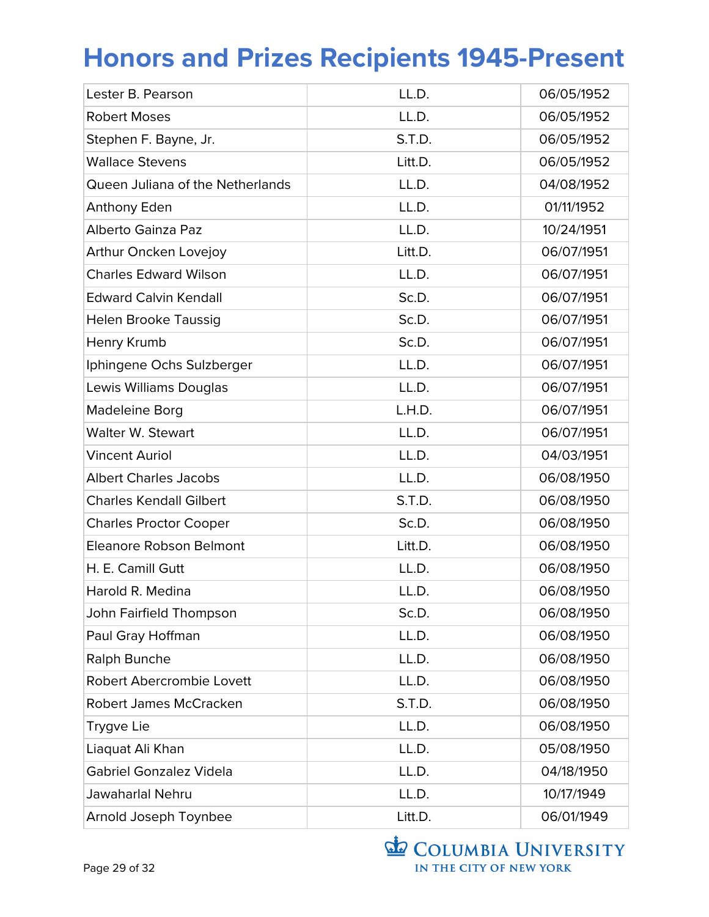# Honors and Prizes Recipients 1945-Present

| | | |
|---|---|---|
| Lester B. Pearson | LL.D. | 06/05/1952 |
| Robert Moses | LL.D. | 06/05/1952 |
| Stephen F. Bayne, Jr. | S.T.D. | 06/05/1952 |
| Wallace Stevens | Litt.D. | 06/05/1952 |
| Queen Juliana of the Netherlands | LL.D. | 04/08/1952 |
| Anthony Eden | LL.D. | 01/11/1952 |
| Alberto Gainza Paz | LL.D. | 10/24/1951 |
| Arthur Oncken Lovejoy | Litt.D. | 06/07/1951 |
| Charles Edward Wilson | LL.D. | 06/07/1951 |
| Edward Calvin Kendall | Sc.D. | 06/07/1951 |
| Helen Brooke Taussig | Sc.D. | 06/07/1951 |
| Henry Krumb | Sc.D. | 06/07/1951 |
| Iphingene Ochs Sulzberger | LL.D. | 06/07/1951 |
| Lewis Williams Douglas | LL.D. | 06/07/1951 |
| Madeleine Borg | L.H.D. | 06/07/1951 |
| Walter W. Stewart | LL.D. | 06/07/1951 |
| Vincent Auriol | LL.D. | 04/03/1951 |
| Albert Charles Jacobs | LL.D. | 06/08/1950 |
| Charles Kendall Gilbert | S.T.D. | 06/08/1950 |
| Charles Proctor Cooper | Sc.D. | 06/08/1950 |
| Eleanore Robson Belmont | Litt.D. | 06/08/1950 |
| H. E. Camill Gutt | LL.D. | 06/08/1950 |
| Harold R. Medina | LL.D. | 06/08/1950 |
| John Fairfield Thompson | Sc.D. | 06/08/1950 |
| Paul Gray Hoffman | LL.D. | 06/08/1950 |
| Ralph Bunche | LL.D. | 06/08/1950 |
| Robert Abercrombie Lovett | LL.D. | 06/08/1950 |
| Robert James McCracken | S.T.D. | 06/08/1950 |
| Trygve Lie | LL.D. | 06/08/1950 |
| Liaquat Ali Khan | LL.D. | 05/08/1950 |
| Gabriel Gonzalez Videla | LL.D. | 04/18/1950 |
| Jawaharlal Nehru | LL.D. | 10/17/1949 |
| Arnold Joseph Toynbee | Litt.D. | 06/01/1949 |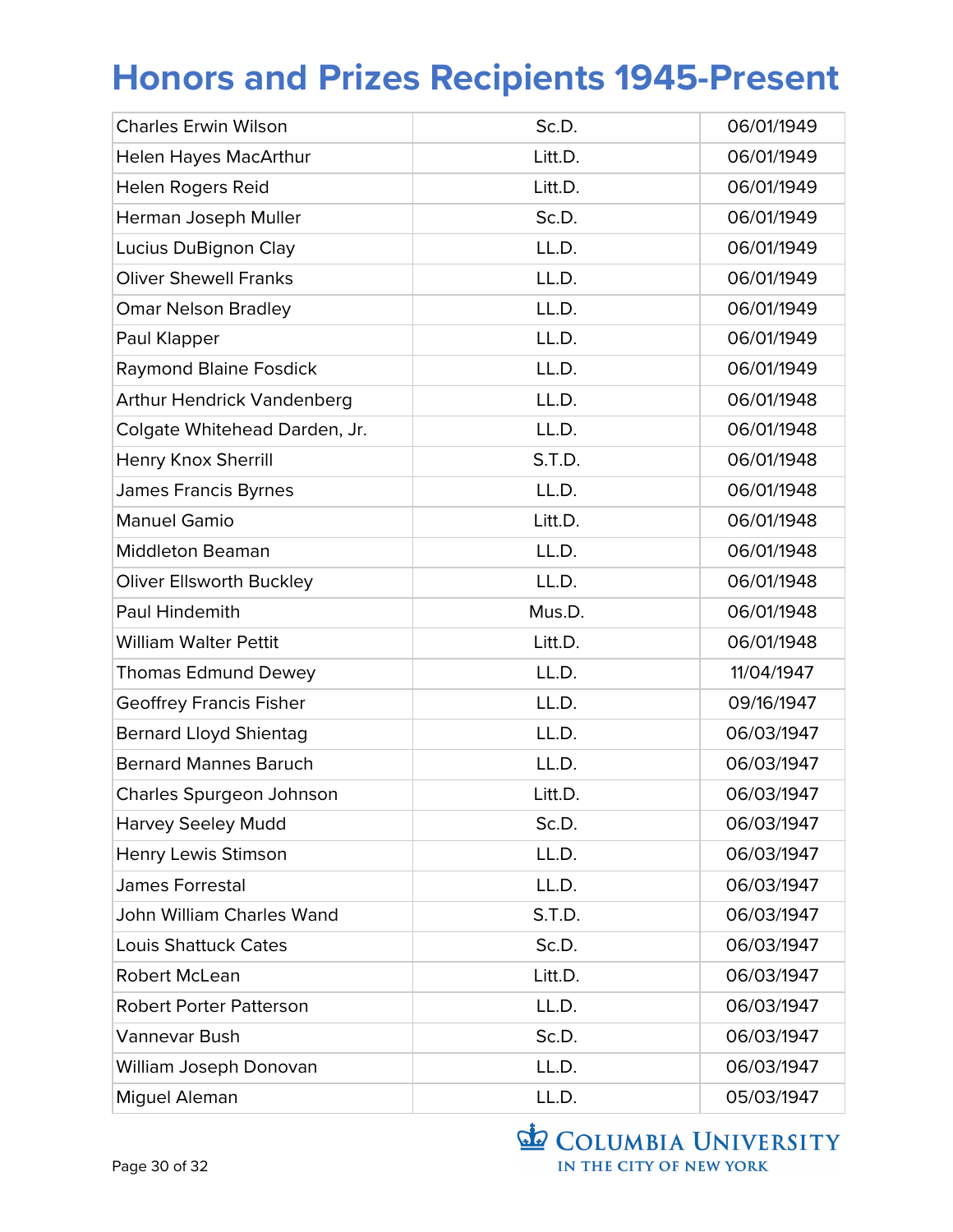# Honors and Prizes Recipients 1945-Present

| | | |
|---|---|---|
| Charles Erwin Wilson | Sc.D. | 06/01/1949 |
| Helen Hayes MacArthur | Litt.D. | 06/01/1949 |
| Helen Rogers Reid | Litt.D. | 06/01/1949 |
| Herman Joseph Muller | Sc.D. | 06/01/1949 |
| Lucius DuBignon Clay | LL.D. | 06/01/1949 |
| Oliver Shewell Franks | LL.D. | 06/01/1949 |
| Omar Nelson Bradley | LL.D. | 06/01/1949 |
| Paul Klapper | LL.D. | 06/01/1949 |
| Raymond Blaine Fosdick | LL.D. | 06/01/1949 |
| Arthur Hendrick Vandenberg | LL.D. | 06/01/1948 |
| Colgate Whitehead Darden, Jr. | LL.D. | 06/01/1948 |
| Henry Knox Sherrill | S.T.D. | 06/01/1948 |
| James Francis Byrnes | LL.D. | 06/01/1948 |
| Manuel Gamio | Litt.D. | 06/01/1948 |
| Middleton Beaman | LL.D. | 06/01/1948 |
| Oliver Ellsworth Buckley | LL.D. | 06/01/1948 |
| Paul Hindemith | Mus.D. | 06/01/1948 |
| William Walter Pettit | Litt.D. | 06/01/1948 |
| Thomas Edmund Dewey | LL.D. | 11/04/1947 |
| Geoffrey Francis Fisher | LL.D. | 09/16/1947 |
| Bernard Lloyd Shientag | LL.D. | 06/03/1947 |
| Bernard Mannes Baruch | LL.D. | 06/03/1947 |
| Charles Spurgeon Johnson | Litt.D. | 06/03/1947 |
| Harvey Seeley Mudd | Sc.D. | 06/03/1947 |
| Henry Lewis Stimson | LL.D. | 06/03/1947 |
| James Forrestal | LL.D. | 06/03/1947 |
| John William Charles Wand | S.T.D. | 06/03/1947 |
| Louis Shattuck Cates | Sc.D. | 06/03/1947 |
| Robert McLean | Litt.D. | 06/03/1947 |
| Robert Porter Patterson | LL.D. | 06/03/1947 |
| Vannevar Bush | Sc.D. | 06/03/1947 |
| William Joseph Donovan | LL.D. | 06/03/1947 |
| Miguel Aleman | LL.D. | 05/03/1947 |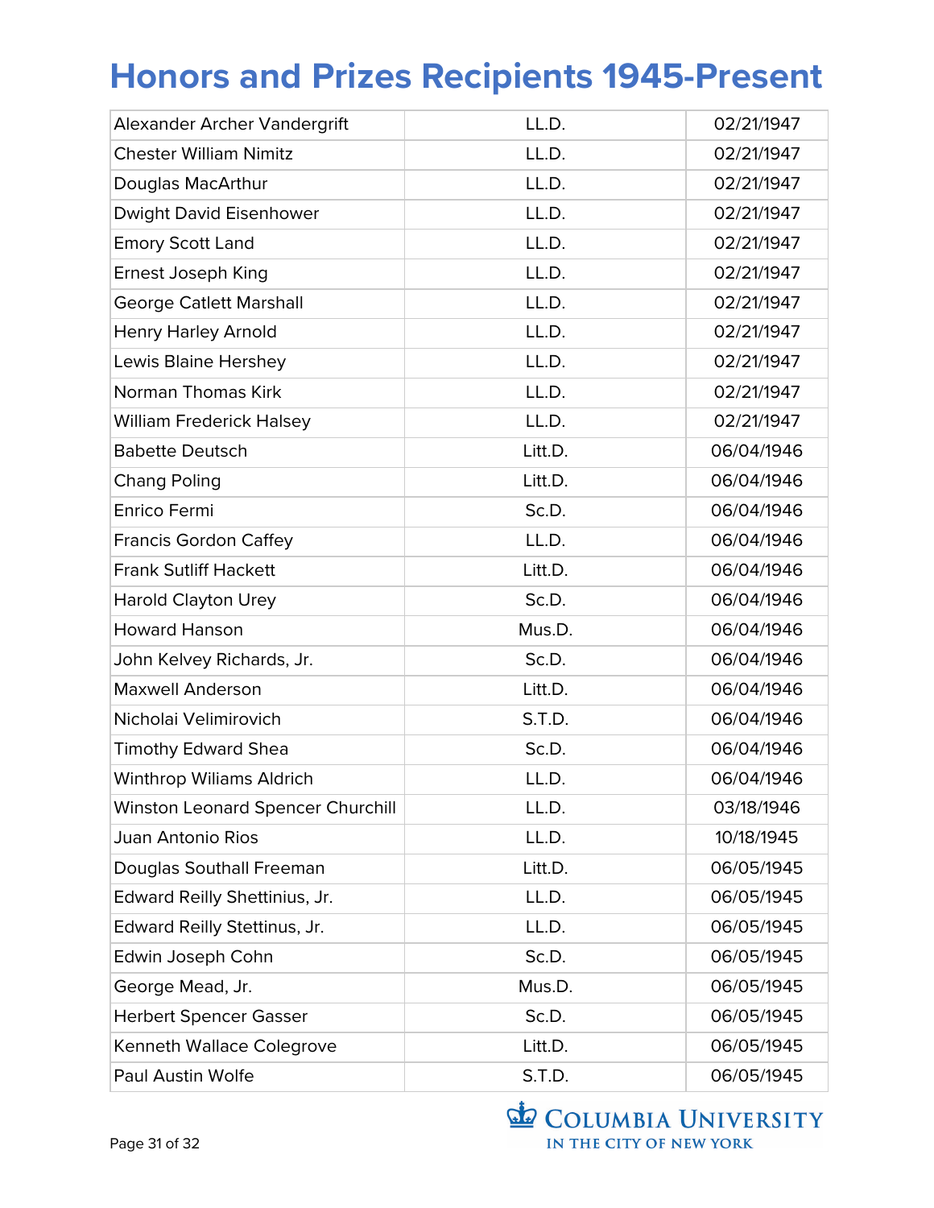# Honors and Prizes Recipients 1945-Present

| | | |
|---|---|---|
| Alexander Archer Vandergrift | LL.D. | 02/21/1947 |
| Chester William Nimitz | LL.D. | 02/21/1947 |
| Douglas MacArthur | LL.D. | 02/21/1947 |
| Dwight David Eisenhower | LL.D. | 02/21/1947 |
| Emory Scott Land | LL.D. | 02/21/1947 |
| Ernest Joseph King | LL.D. | 02/21/1947 |
| George Catlett Marshall | LL.D. | 02/21/1947 |
| Henry Harley Arnold | LL.D. | 02/21/1947 |
| Lewis Blaine Hershey | LL.D. | 02/21/1947 |
| Norman Thomas Kirk | LL.D. | 02/21/1947 |
| William Frederick Halsey | LL.D. | 02/21/1947 |
| Babette Deutsch | Litt.D. | 06/04/1946 |
| Chang Poling | Litt.D. | 06/04/1946 |
| Enrico Fermi | Sc.D. | 06/04/1946 |
| Francis Gordon Caffey | LL.D. | 06/04/1946 |
| Frank Sutliff Hackett | Litt.D. | 06/04/1946 |
| Harold Clayton Urey | Sc.D. | 06/04/1946 |
| Howard Hanson | Mus.D. | 06/04/1946 |
| John Kelvey Richards, Jr. | Sc.D. | 06/04/1946 |
| Maxwell Anderson | Litt.D. | 06/04/1946 |
| Nicholai Velimirovich | S.T.D. | 06/04/1946 |
| Timothy Edward Shea | Sc.D. | 06/04/1946 |
| Winthrop Wiliams Aldrich | LL.D. | 06/04/1946 |
| Winston Leonard Spencer Churchill | LL.D. | 03/18/1946 |
| Juan Antonio Rios | LL.D. | 10/18/1945 |
| Douglas Southall Freeman | Litt.D. | 06/05/1945 |
| Edward Reilly Shettinius, Jr. | LL.D. | 06/05/1945 |
| Edward Reilly Stettinus, Jr. | LL.D. | 06/05/1945 |
| Edwin Joseph Cohn | Sc.D. | 06/05/1945 |
| George Mead, Jr. | Mus.D. | 06/05/1945 |
| Herbert Spencer Gasser | Sc.D. | 06/05/1945 |
| Kenneth Wallace Colegrove | Litt.D. | 06/05/1945 |
| Paul Austin Wolfe | S.T.D. | 06/05/1945 |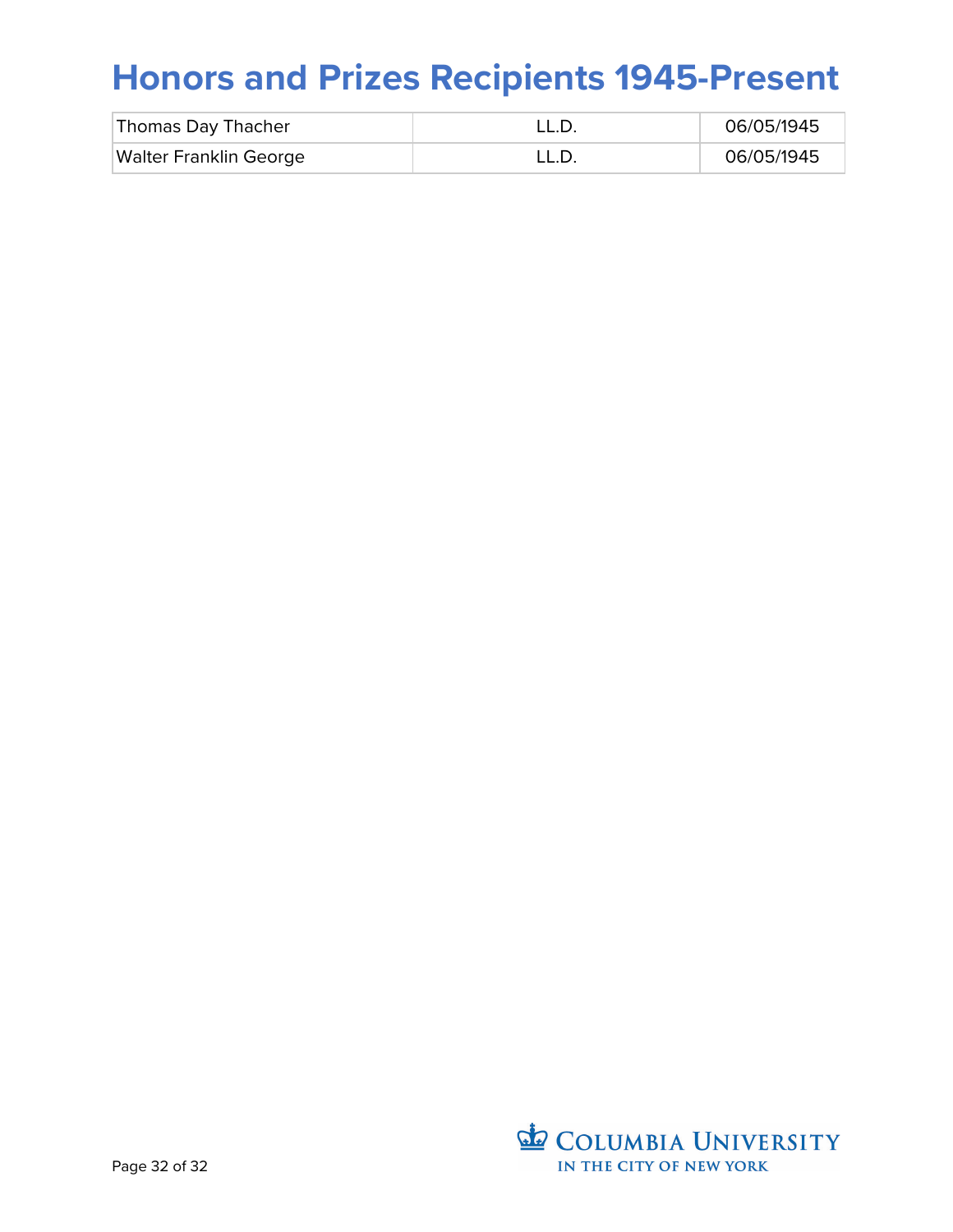# Honors and Prizes Recipients 1945-Present

| | | |
|---|---|---|
| Thomas Day Thacher | LL.D. | 06/05/1945 |
| Walter Franklin George | LL.D. | 06/05/1945 |